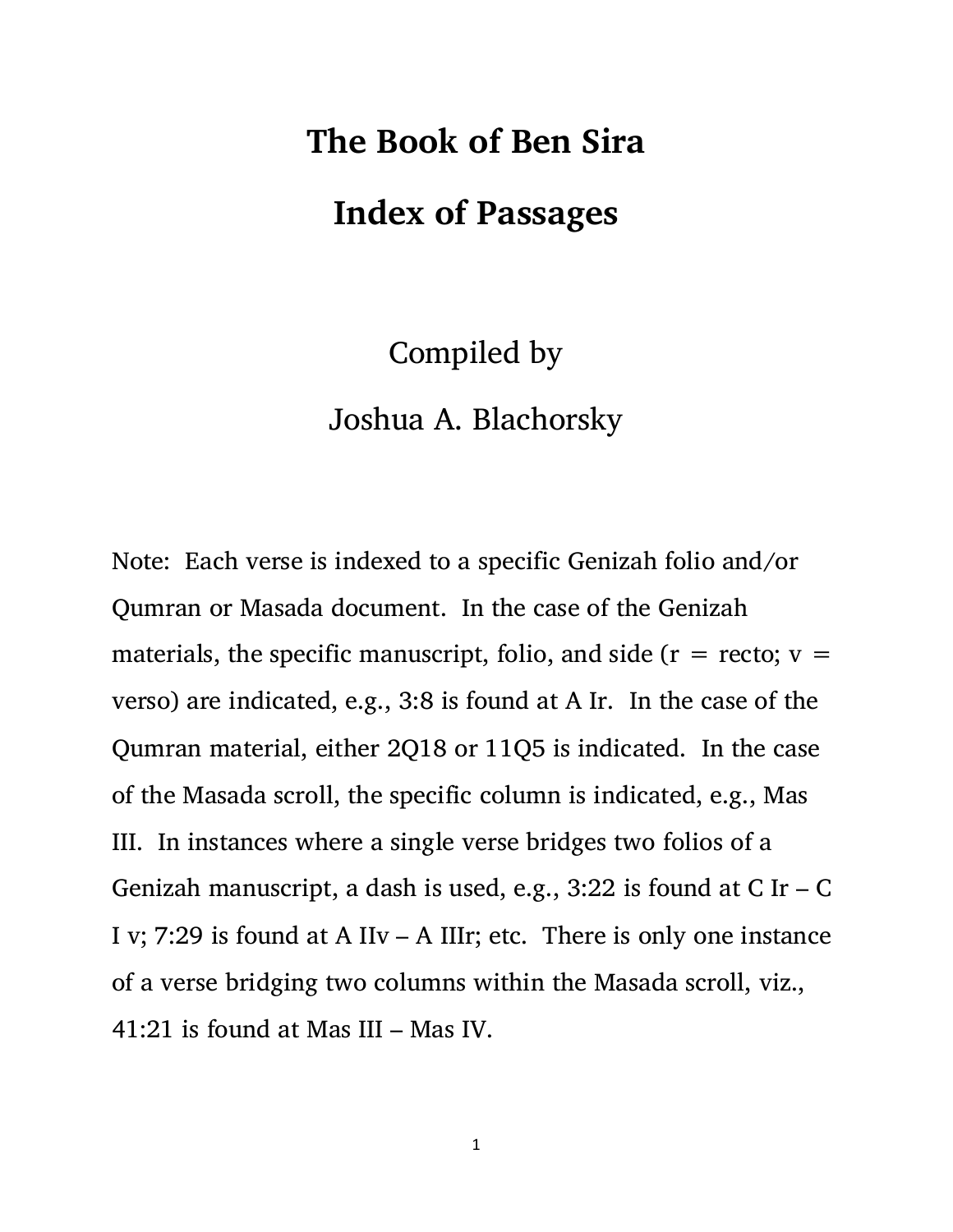# The Book of Ben Sira

# Index of Passages

Compiled by

Joshua A. Blachorsky

Note: Each verse is indexed to a specific Genizah folio and/or Qumran or Masada document. In the case of the Genizah materials, the specific manuscript, folio, and side (r = recto; v = verso) are indicated, e.g., 3:8 is found at A Ir. In the case of the Qumran material, either 2Q18 or 11Q5 is indicated. In the case of the Masada scroll, the specific column is indicated, e.g., Mas III. In instances where a single verse bridges two folios of a Genizah manuscript, a dash is used, e.g., 3:22 is found at C Ir – C I v; 7:29 is found at A IIv – A IIIr; etc. There is only one instance of a verse bridging two columns within the Masada scroll, viz., 41:21 is found at Mas III – Mas IV.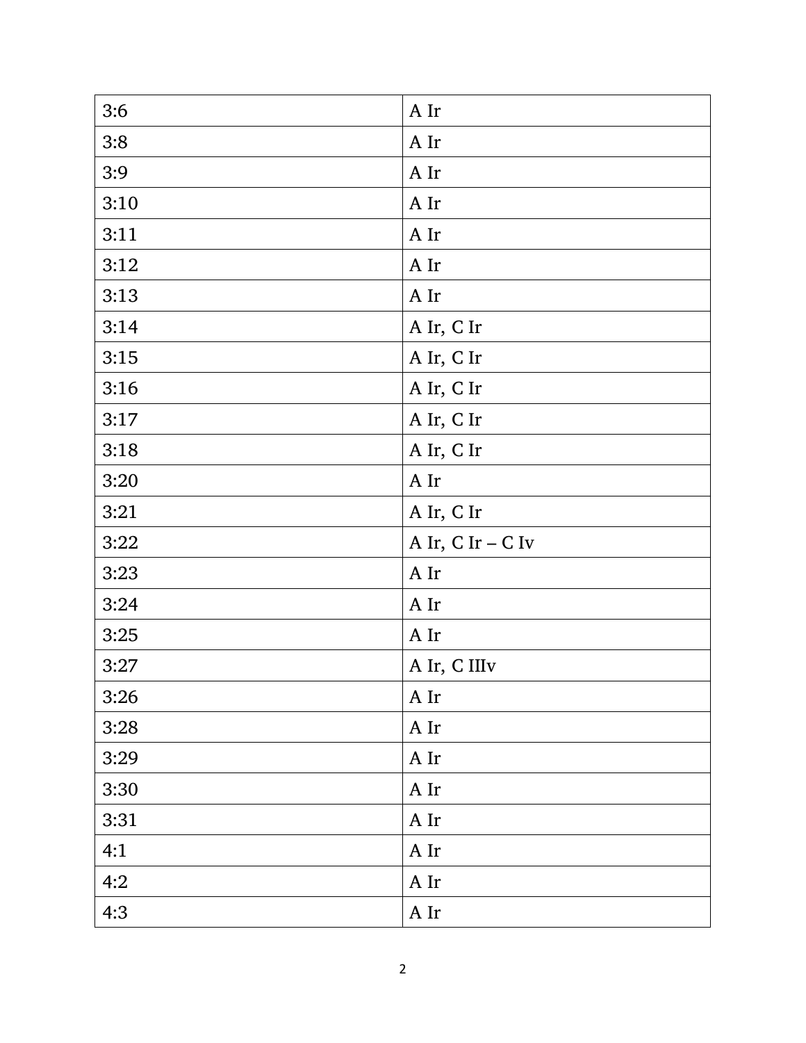| 3:6 | A Ir |
|---|---|
| 3:8 | A Ir |
| 3:9 | A Ir |
| 3:10 | A Ir |
| 3:11 | A Ir |
| 3:12 | A Ir |
| 3:13 | A Ir |
| 3:14 | A Ir, C Ir |
| 3:15 | A Ir, C Ir |
| 3:16 | A Ir, C Ir |
| 3:17 | A Ir, C Ir |
| 3:18 | A Ir, C Ir |
| 3:20 | A Ir |
| 3:21 | A Ir, C Ir |
| 3:22 | A Ir, C Ir – C Iv |
| 3:23 | A Ir |
| 3:24 | A Ir |
| 3:25 | A Ir |
| 3:27 | A Ir, C IIIv |
| 3:26 | A Ir |
| 3:28 | A Ir |
| 3:29 | A Ir |
| 3:30 | A Ir |
| 3:31 | A Ir |
| 4:1 | A Ir |
| 4:2 | A Ir |
| 4:3 | A Ir |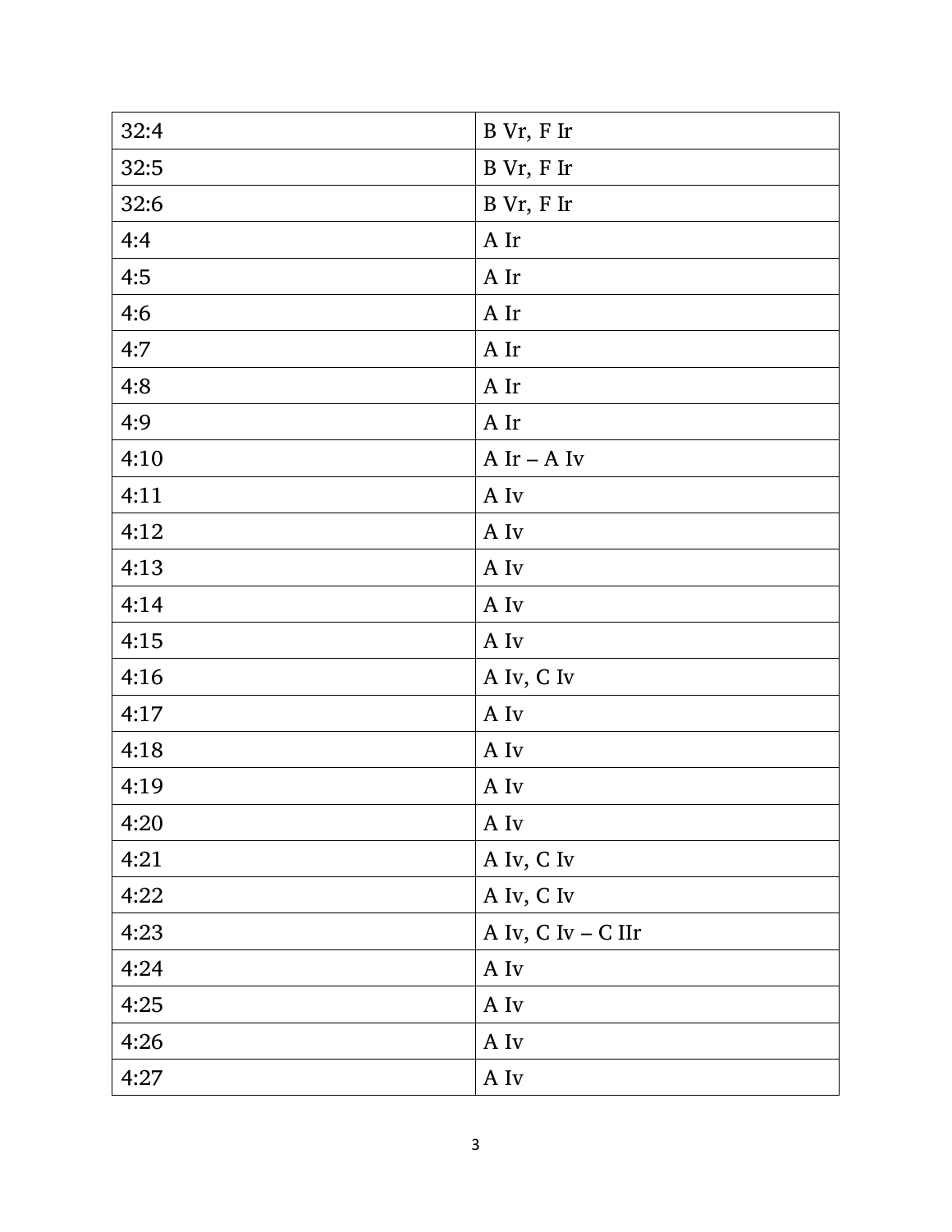| | |
|---|---|
| 32:4 | B Vr, F Ir |
| 32:5 | B Vr, F Ir |
| 32:6 | B Vr, F Ir |
| 4:4 | A Ir |
| 4:5 | A Ir |
| 4:6 | A Ir |
| 4:7 | A Ir |
| 4:8 | A Ir |
| 4:9 | A Ir |
| 4:10 | A Ir – A Iv |
| 4:11 | A Iv |
| 4:12 | A Iv |
| 4:13 | A Iv |
| 4:14 | A Iv |
| 4:15 | A Iv |
| 4:16 | A Iv, C Iv |
| 4:17 | A Iv |
| 4:18 | A Iv |
| 4:19 | A Iv |
| 4:20 | A Iv |
| 4:21 | A Iv, C Iv |
| 4:22 | A Iv, C Iv |
| 4:23 | A Iv, C Iv – C IIr |
| 4:24 | A Iv |
| 4:25 | A Iv |
| 4:26 | A Iv |
| 4:27 | A Iv |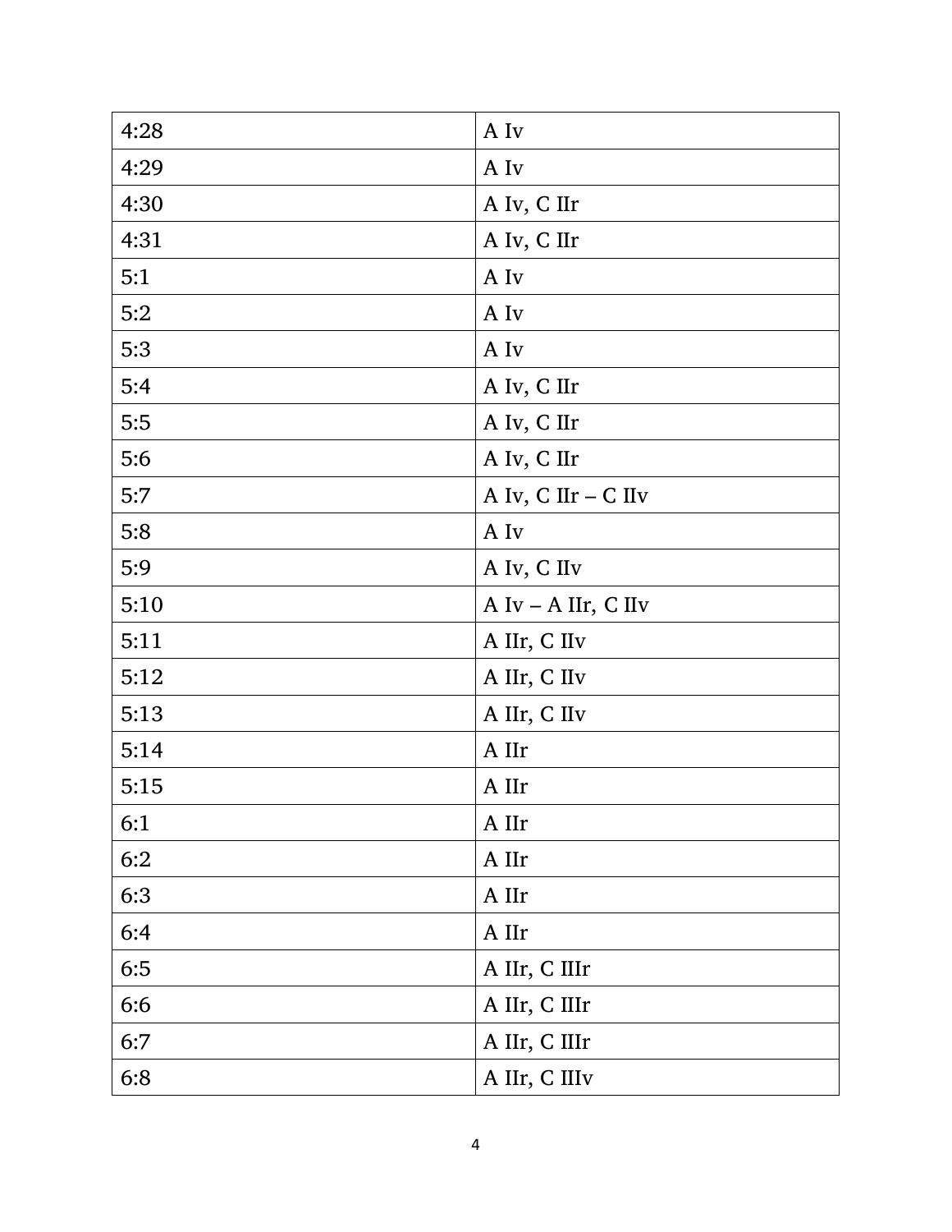| 4:28 | A Iv |
|---|---|
| 4:29 | A Iv |
| 4:30 | A Iv, C IIr |
| 4:31 | A Iv, C IIr |
| 5:1 | A Iv |
| 5:2 | A Iv |
| 5:3 | A Iv |
| 5:4 | A Iv, C IIr |
| 5:5 | A Iv, C IIr |
| 5:6 | A Iv, C IIr |
| 5:7 | A Iv, C IIr – C IIv |
| 5:8 | A Iv |
| 5:9 | A Iv, C IIv |
| 5:10 | A Iv – A IIr, C IIv |
| 5:11 | A IIr, C IIv |
| 5:12 | A IIr, C IIv |
| 5:13 | A IIr, C IIv |
| 5:14 | A IIr |
| 5:15 | A IIr |
| 6:1 | A IIr |
| 6:2 | A IIr |
| 6:3 | A IIr |
| 6:4 | A IIr |
| 6:5 | A IIr, C IIIr |
| 6:6 | A IIr, C IIIr |
| 6:7 | A IIr, C IIIr |
| 6:8 | A IIr, C IIIv |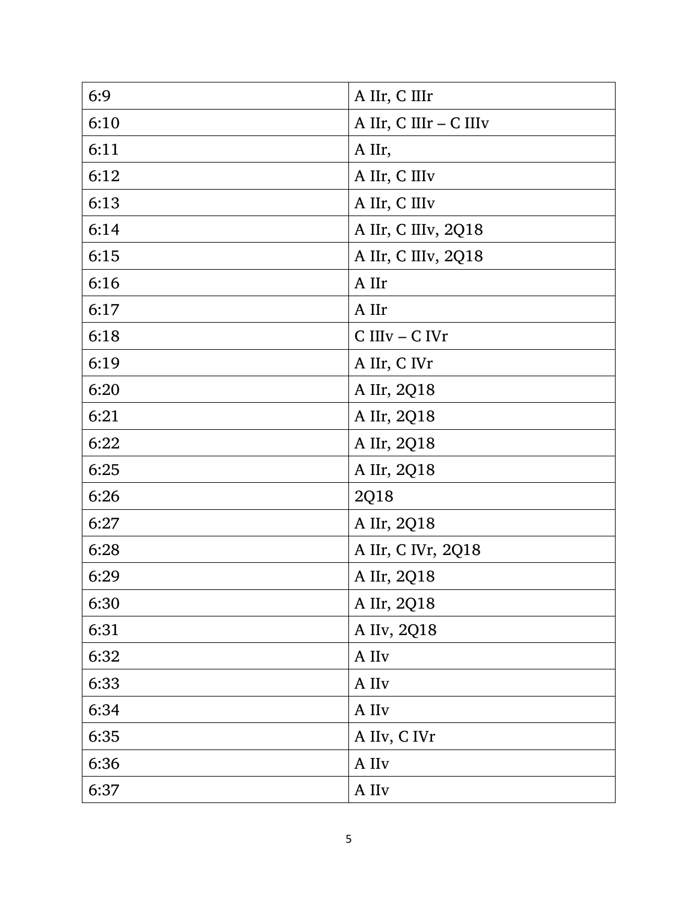| 6:9 | A IIr, C IIIr |
|---|---|
| 6:10 | A IIr, C IIIr – C IIIv |
| 6:11 | A IIr, |
| 6:12 | A IIr, C IIIv |
| 6:13 | A IIr, C IIIv |
| 6:14 | A IIr, C IIIv, 2Q18 |
| 6:15 | A IIr, C IIIv, 2Q18 |
| 6:16 | A IIr |
| 6:17 | A IIr |
| 6:18 | C IIIv – C IVr |
| 6:19 | A IIr, C IVr |
| 6:20 | A IIr, 2Q18 |
| 6:21 | A IIr, 2Q18 |
| 6:22 | A IIr, 2Q18 |
| 6:25 | A IIr, 2Q18 |
| 6:26 | 2Q18 |
| 6:27 | A IIr, 2Q18 |
| 6:28 | A IIr, C IVr, 2Q18 |
| 6:29 | A IIr, 2Q18 |
| 6:30 | A IIr, 2Q18 |
| 6:31 | A IIv, 2Q18 |
| 6:32 | A IIv |
| 6:33 | A IIv |
| 6:34 | A IIv |
| 6:35 | A IIv, C IVr |
| 6:36 | A IIv |
| 6:37 | A IIv |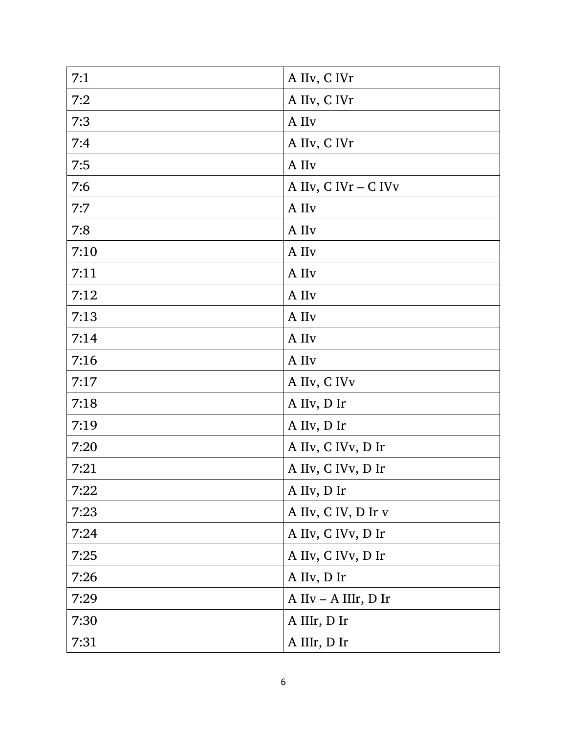| 7:1 | A IIv, C IVr |
|---|---|
| 7:2 | A IIv, C IVr |
| 7:3 | A IIv |
| 7:4 | A IIv, C IVr |
| 7:5 | A IIv |
| 7:6 | A IIv, C IVr – C IVv |
| 7:7 | A IIv |
| 7:8 | A IIv |
| 7:10 | A IIv |
| 7:11 | A IIv |
| 7:12 | A IIv |
| 7:13 | A IIv |
| 7:14 | A IIv |
| 7:16 | A IIv |
| 7:17 | A IIv, C IVv |
| 7:18 | A IIv, D Ir |
| 7:19 | A IIv, D Ir |
| 7:20 | A IIv, C IVv, D Ir |
| 7:21 | A IIv, C IVv, D Ir |
| 7:22 | A IIv, D Ir |
| 7:23 | A IIv, C IV, D Ir v |
| 7:24 | A IIv, C IVv, D Ir |
| 7:25 | A IIv, C IVv, D Ir |
| 7:26 | A IIv, D Ir |
| 7:29 | A IIv – A IIIr, D Ir |
| 7:30 | A IIIr, D Ir |
| 7:31 | A IIIr, D Ir |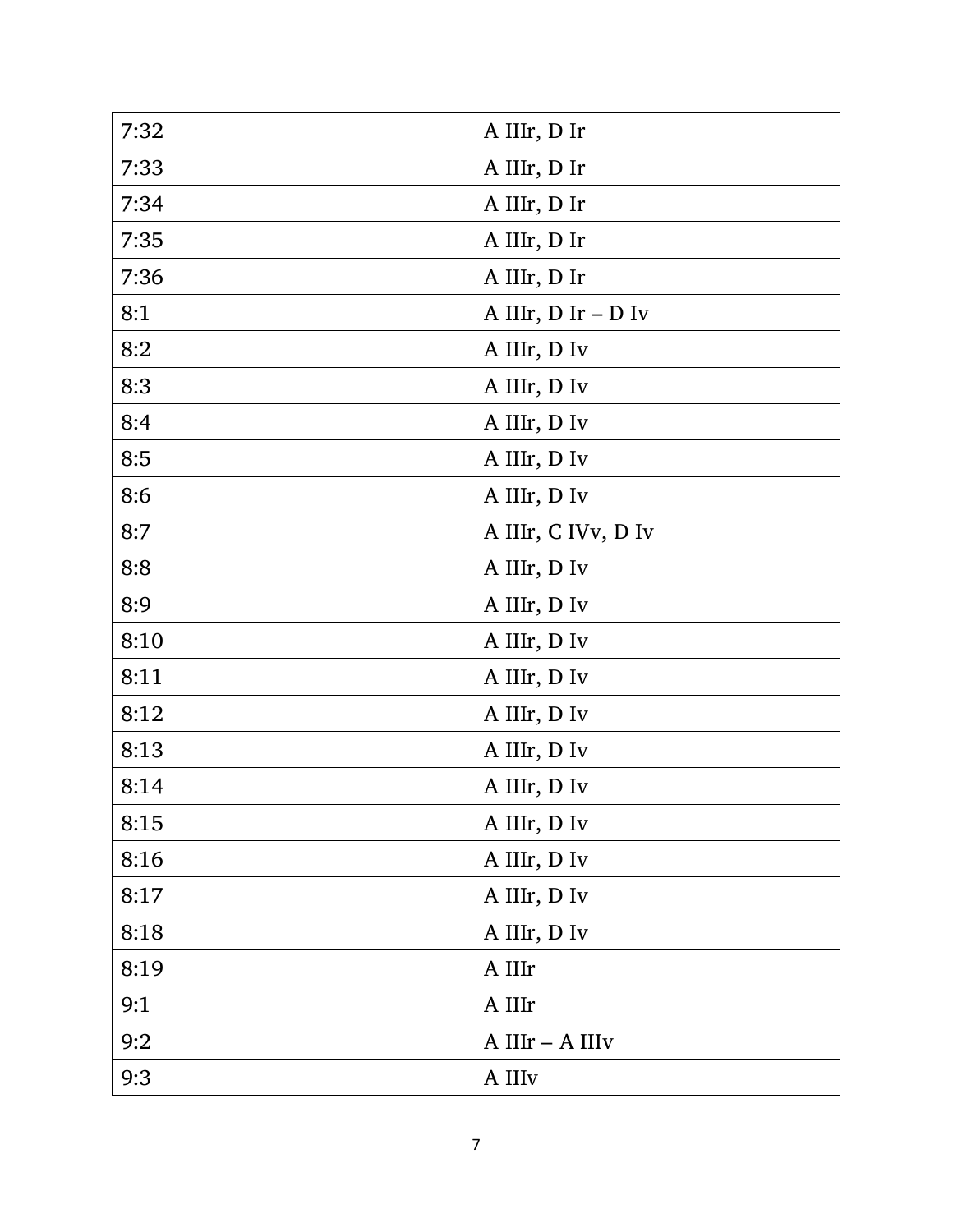| 7:32 | A IIIr, D Ir |
|---|---|
| 7:33 | A IIIr, D Ir |
| 7:34 | A IIIr, D Ir |
| 7:35 | A IIIr, D Ir |
| 7:36 | A IIIr, D Ir |
| 8:1 | A IIIr, D Ir – D Iv |
| 8:2 | A IIIr, D Iv |
| 8:3 | A IIIr, D Iv |
| 8:4 | A IIIr, D Iv |
| 8:5 | A IIIr, D Iv |
| 8:6 | A IIIr, D Iv |
| 8:7 | A IIIr, C IVv, D Iv |
| 8:8 | A IIIr, D Iv |
| 8:9 | A IIIr, D Iv |
| 8:10 | A IIIr, D Iv |
| 8:11 | A IIIr, D Iv |
| 8:12 | A IIIr, D Iv |
| 8:13 | A IIIr, D Iv |
| 8:14 | A IIIr, D Iv |
| 8:15 | A IIIr, D Iv |
| 8:16 | A IIIr, D Iv |
| 8:17 | A IIIr, D Iv |
| 8:18 | A IIIr, D Iv |
| 8:19 | A IIIr |
| 9:1 | A IIIr |
| 9:2 | A IIIr – A IIIv |
| 9:3 | A IIIv |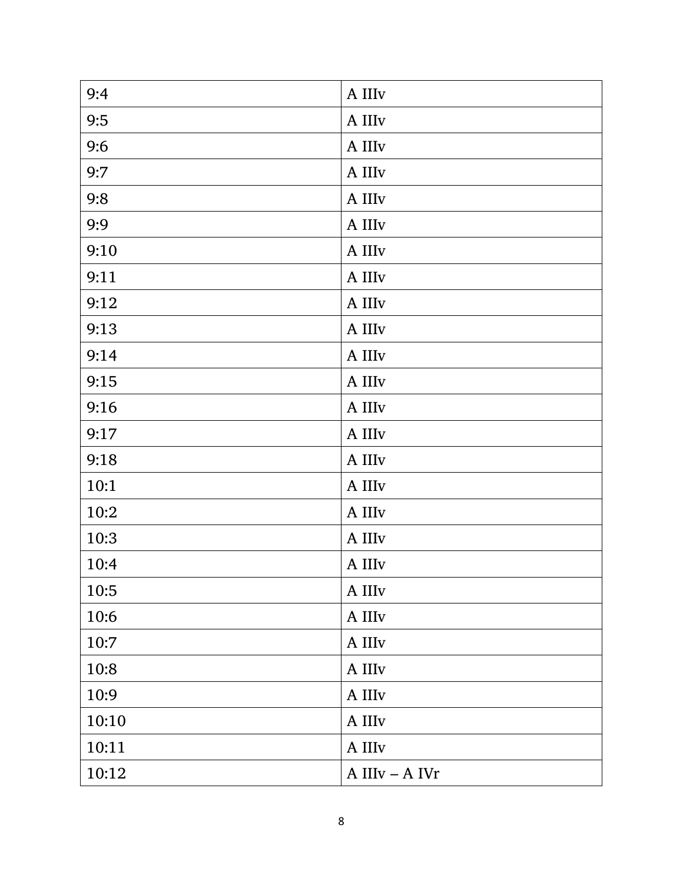| 9:4 | A IIIv |
|---|---|
| 9:5 | A IIIv |
| 9:6 | A IIIv |
| 9:7 | A IIIv |
| 9:8 | A IIIv |
| 9:9 | A IIIv |
| 9:10 | A IIIv |
| 9:11 | A IIIv |
| 9:12 | A IIIv |
| 9:13 | A IIIv |
| 9:14 | A IIIv |
| 9:15 | A IIIv |
| 9:16 | A IIIv |
| 9:17 | A IIIv |
| 9:18 | A IIIv |
| 10:1 | A IIIv |
| 10:2 | A IIIv |
| 10:3 | A IIIv |
| 10:4 | A IIIv |
| 10:5 | A IIIv |
| 10:6 | A IIIv |
| 10:7 | A IIIv |
| 10:8 | A IIIv |
| 10:9 | A IIIv |
| 10:10 | A IIIv |
| 10:11 | A IIIv |
| 10:12 | A IIIv – A IVr |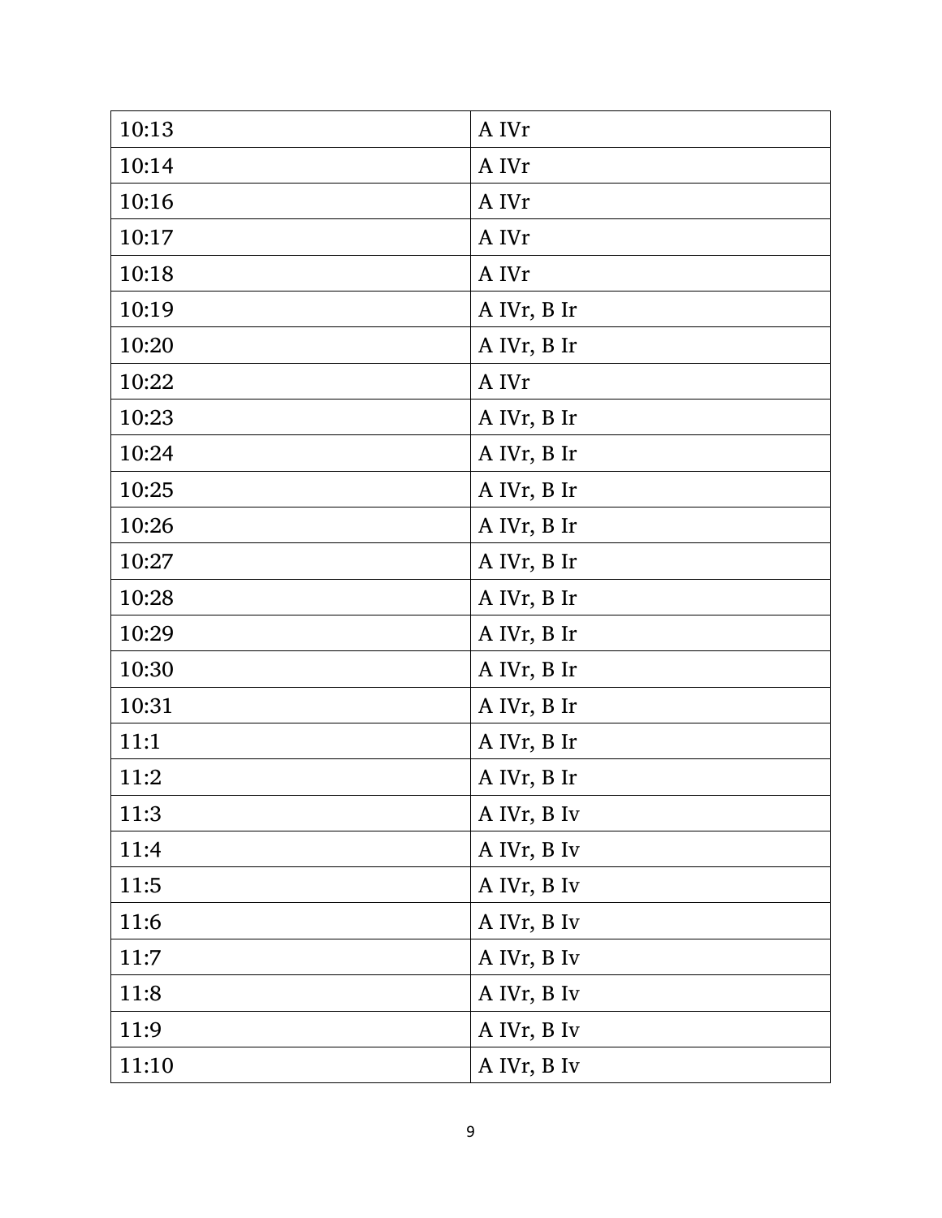| 10:13 | A IVr |
| --- | --- |
| 10:14 | A IVr |
| 10:16 | A IVr |
| 10:17 | A IVr |
| 10:18 | A IVr |
| 10:19 | A IVr, B Ir |
| 10:20 | A IVr, B Ir |
| 10:22 | A IVr |
| 10:23 | A IVr, B Ir |
| 10:24 | A IVr, B Ir |
| 10:25 | A IVr, B Ir |
| 10:26 | A IVr, B Ir |
| 10:27 | A IVr, B Ir |
| 10:28 | A IVr, B Ir |
| 10:29 | A IVr, B Ir |
| 10:30 | A IVr, B Ir |
| 10:31 | A IVr, B Ir |
| 11:1 | A IVr, B Ir |
| 11:2 | A IVr, B Ir |
| 11:3 | A IVr, B Iv |
| 11:4 | A IVr, B Iv |
| 11:5 | A IVr, B Iv |
| 11:6 | A IVr, B Iv |
| 11:7 | A IVr, B Iv |
| 11:8 | A IVr, B Iv |
| 11:9 | A IVr, B Iv |
| 11:10 | A IVr, B Iv |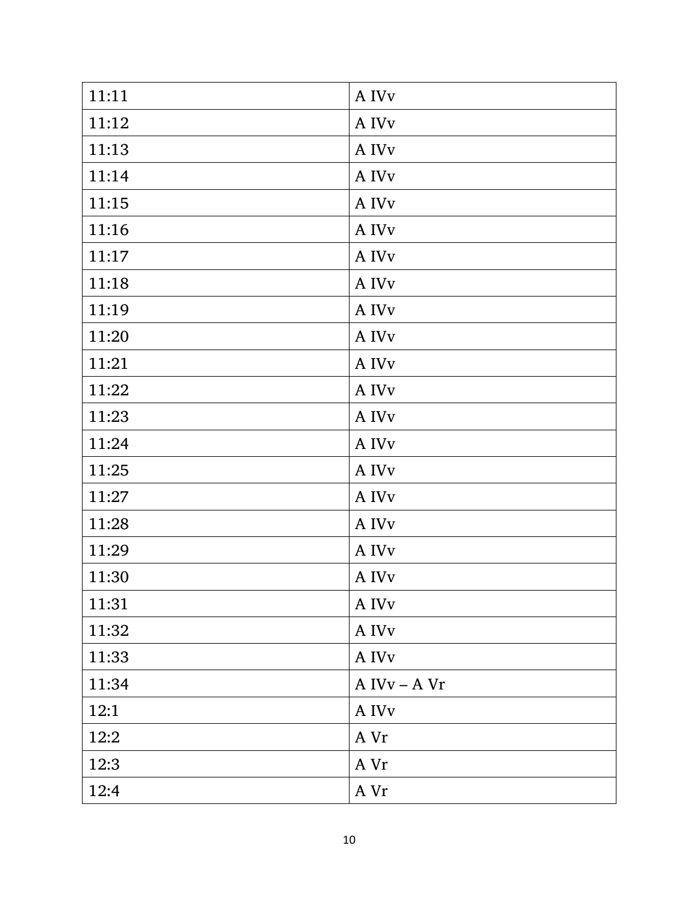| 11:11 | A IVv |
|---|---|
| 11:12 | A IVv |
| 11:13 | A IVv |
| 11:14 | A IVv |
| 11:15 | A IVv |
| 11:16 | A IVv |
| 11:17 | A IVv |
| 11:18 | A IVv |
| 11:19 | A IVv |
| 11:20 | A IVv |
| 11:21 | A IVv |
| 11:22 | A IVv |
| 11:23 | A IVv |
| 11:24 | A IVv |
| 11:25 | A IVv |
| 11:27 | A IVv |
| 11:28 | A IVv |
| 11:29 | A IVv |
| 11:30 | A IVv |
| 11:31 | A IVv |
| 11:32 | A IVv |
| 11:33 | A IVv |
| 11:34 | A IVv – A Vr |
| 12:1 | A IVv |
| 12:2 | A Vr |
| 12:3 | A Vr |
| 12:4 | A Vr |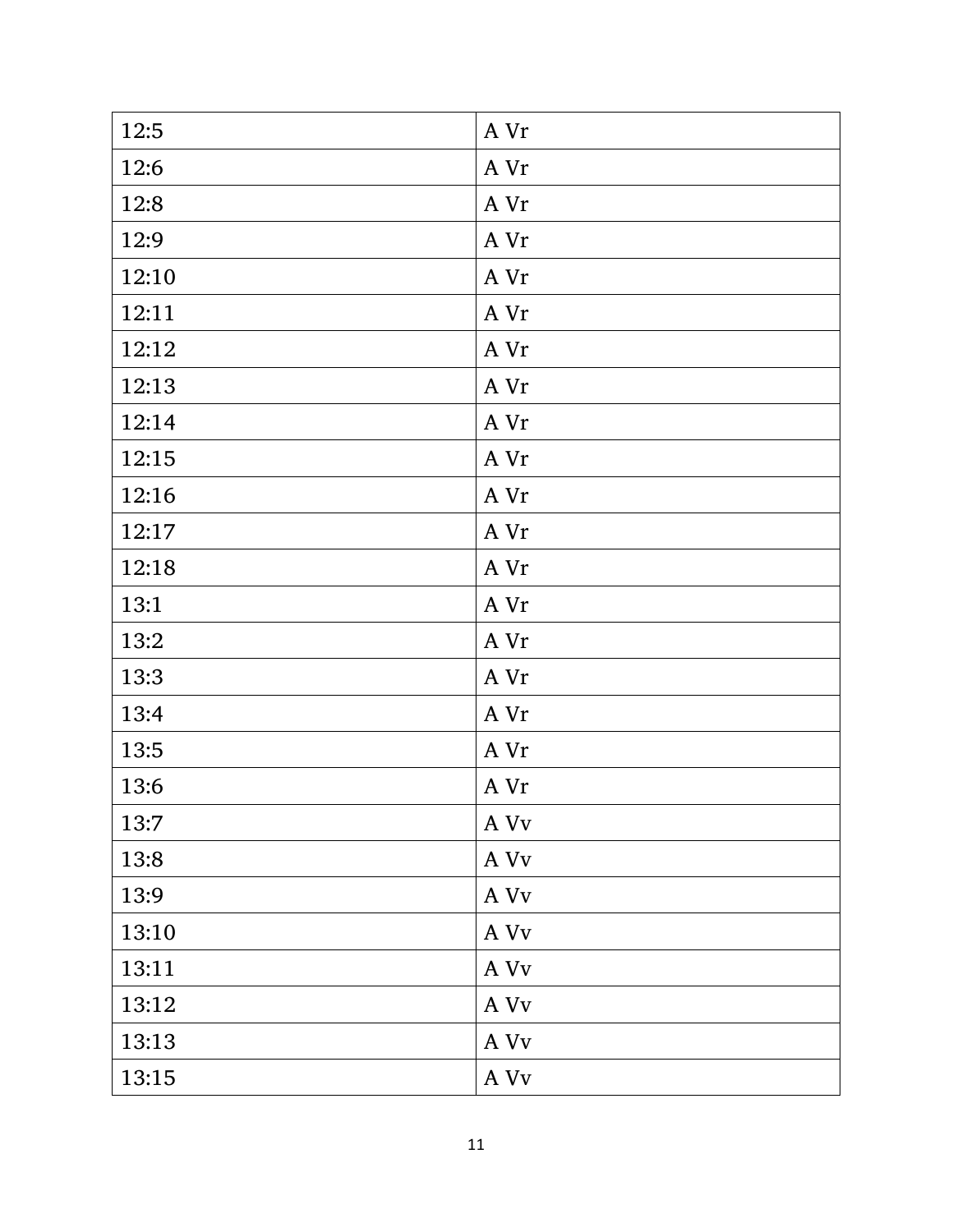| 12:5 | A Vr |
|---|---|
| 12:6 | A Vr |
| 12:8 | A Vr |
| 12:9 | A Vr |
| 12:10 | A Vr |
| 12:11 | A Vr |
| 12:12 | A Vr |
| 12:13 | A Vr |
| 12:14 | A Vr |
| 12:15 | A Vr |
| 12:16 | A Vr |
| 12:17 | A Vr |
| 12:18 | A Vr |
| 13:1 | A Vr |
| 13:2 | A Vr |
| 13:3 | A Vr |
| 13:4 | A Vr |
| 13:5 | A Vr |
| 13:6 | A Vr |
| 13:7 | A Vv |
| 13:8 | A Vv |
| 13:9 | A Vv |
| 13:10 | A Vv |
| 13:11 | A Vv |
| 13:12 | A Vv |
| 13:13 | A Vv |
| 13:15 | A Vv |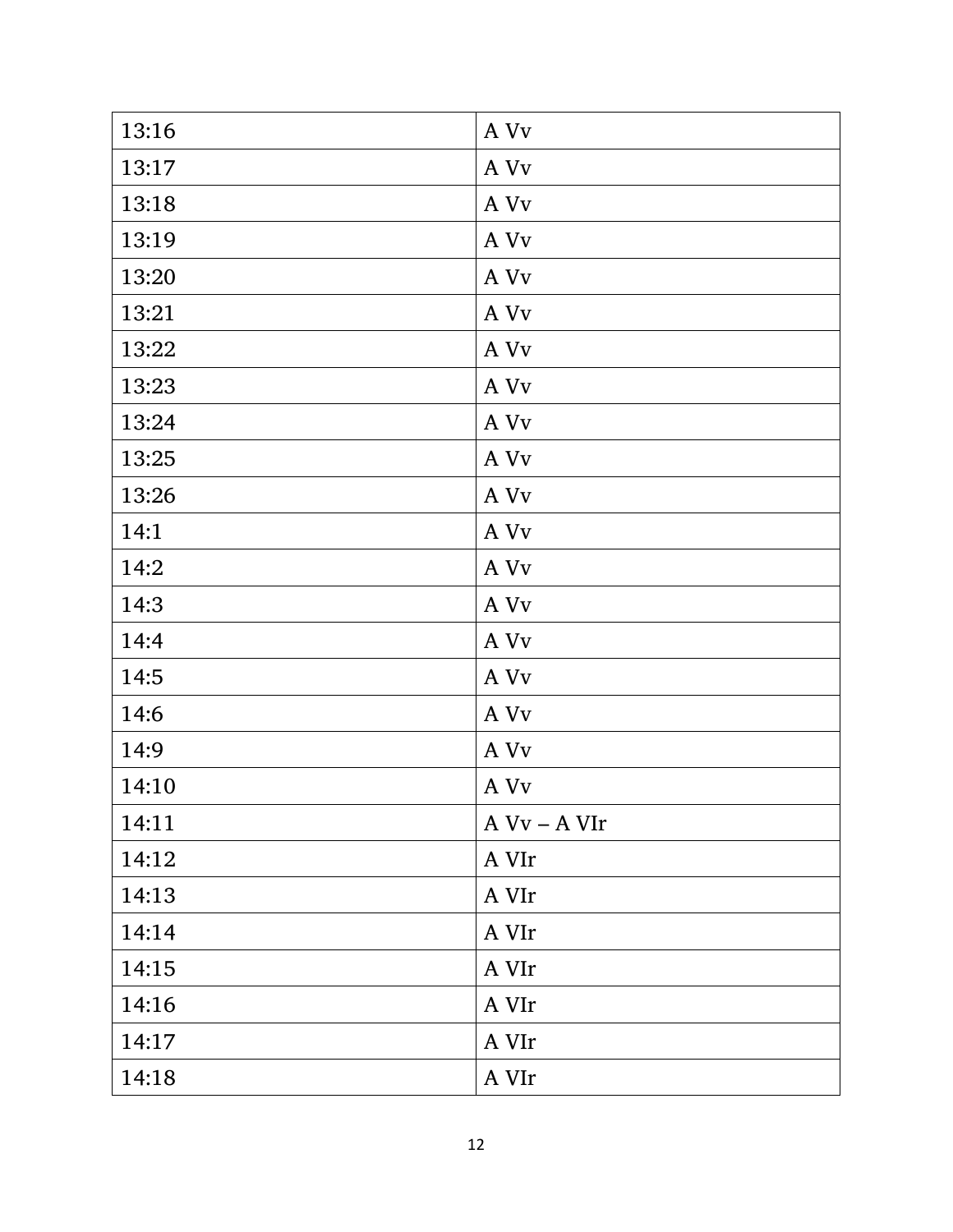| | |
|---|---|
| 13:16 | A Vv |
| 13:17 | A Vv |
| 13:18 | A Vv |
| 13:19 | A Vv |
| 13:20 | A Vv |
| 13:21 | A Vv |
| 13:22 | A Vv |
| 13:23 | A Vv |
| 13:24 | A Vv |
| 13:25 | A Vv |
| 13:26 | A Vv |
| 14:1 | A Vv |
| 14:2 | A Vv |
| 14:3 | A Vv |
| 14:4 | A Vv |
| 14:5 | A Vv |
| 14:6 | A Vv |
| 14:9 | A Vv |
| 14:10 | A Vv |
| 14:11 | A Vv – A VIr |
| 14:12 | A VIr |
| 14:13 | A VIr |
| 14:14 | A VIr |
| 14:15 | A VIr |
| 14:16 | A VIr |
| 14:17 | A VIr |
| 14:18 | A VIr |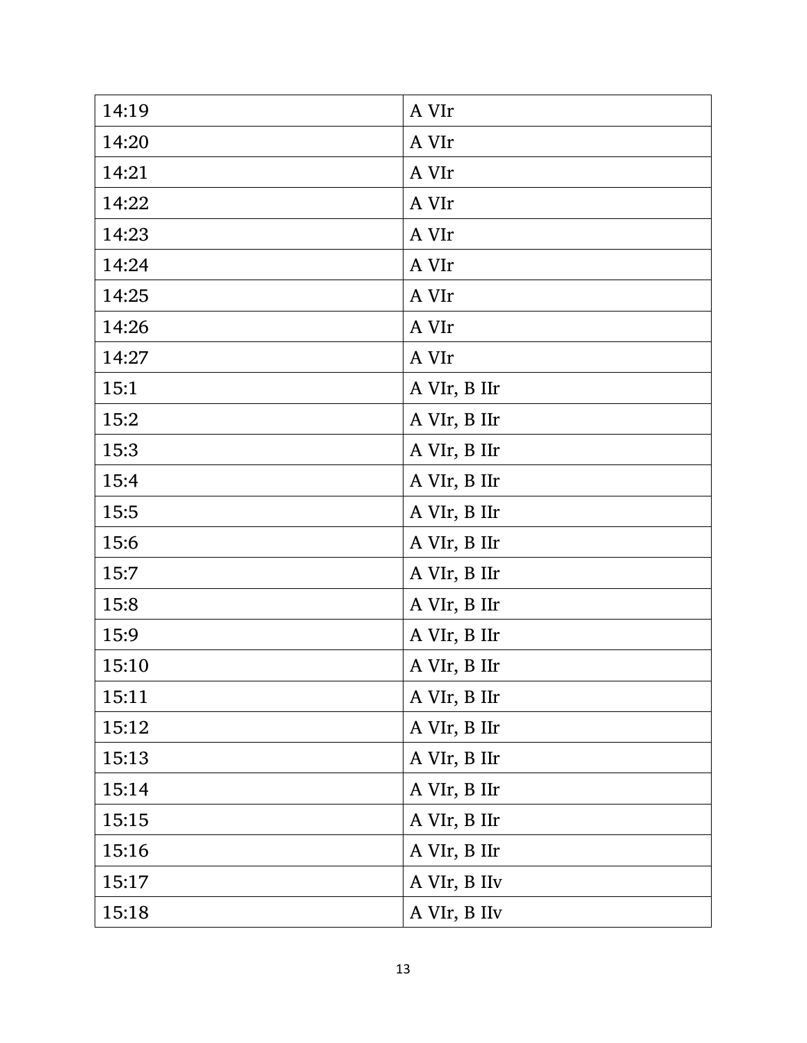| 14:19 | A VIr |
|---|---|
| 14:20 | A VIr |
| 14:21 | A VIr |
| 14:22 | A VIr |
| 14:23 | A VIr |
| 14:24 | A VIr |
| 14:25 | A VIr |
| 14:26 | A VIr |
| 14:27 | A VIr |
| 15:1 | A VIr, B IIr |
| 15:2 | A VIr, B IIr |
| 15:3 | A VIr, B IIr |
| 15:4 | A VIr, B IIr |
| 15:5 | A VIr, B IIr |
| 15:6 | A VIr, B IIr |
| 15:7 | A VIr, B IIr |
| 15:8 | A VIr, B IIr |
| 15:9 | A VIr, B IIr |
| 15:10 | A VIr, B IIr |
| 15:11 | A VIr, B IIr |
| 15:12 | A VIr, B IIr |
| 15:13 | A VIr, B IIr |
| 15:14 | A VIr, B IIr |
| 15:15 | A VIr, B IIr |
| 15:16 | A VIr, B IIr |
| 15:17 | A VIr, B IIv |
| 15:18 | A VIr, B IIv |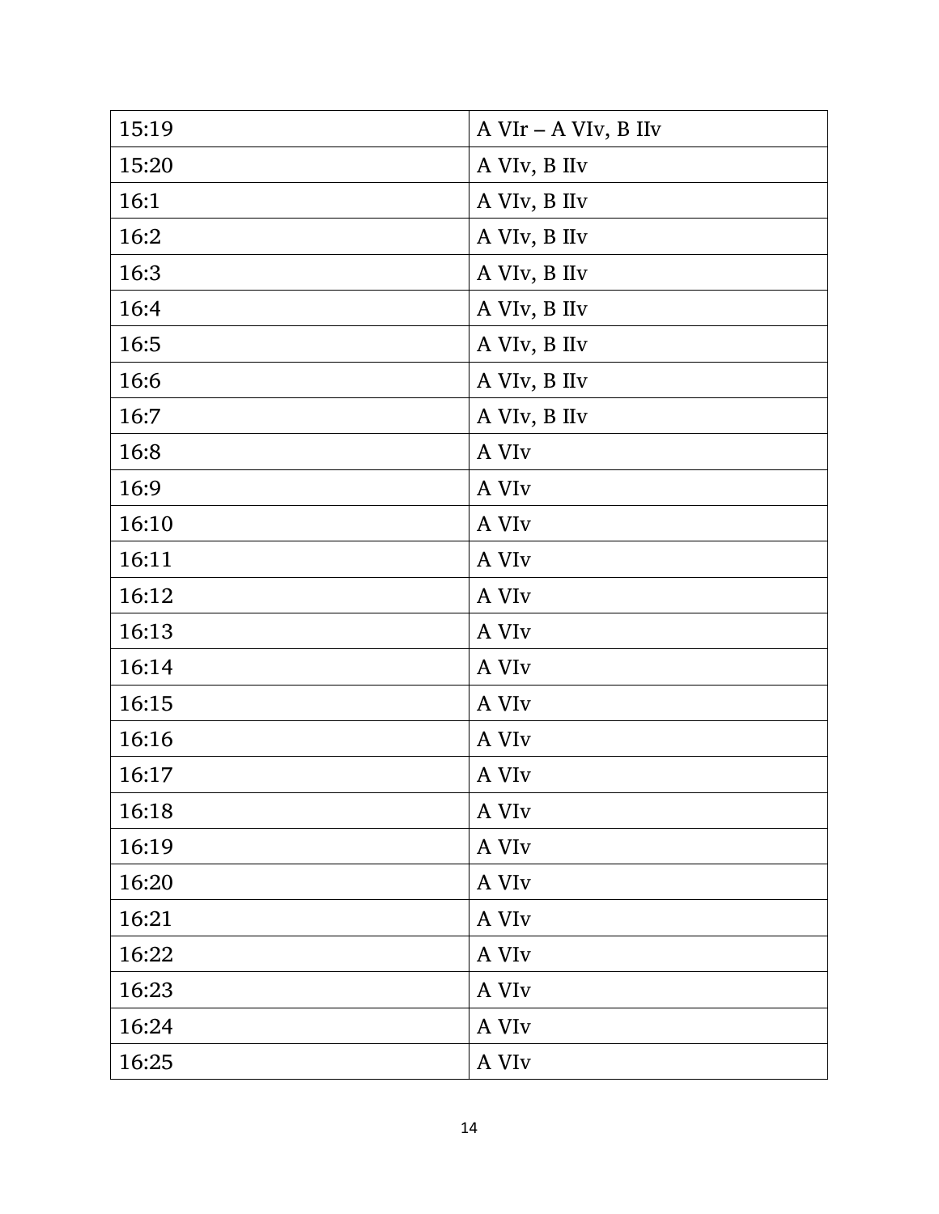| 15:19 | A VIr – A VIv, B IIv |
|---|---|
| 15:20 | A VIv, B IIv |
| 16:1 | A VIv, B IIv |
| 16:2 | A VIv, B IIv |
| 16:3 | A VIv, B IIv |
| 16:4 | A VIv, B IIv |
| 16:5 | A VIv, B IIv |
| 16:6 | A VIv, B IIv |
| 16:7 | A VIv, B IIv |
| 16:8 | A VIv |
| 16:9 | A VIv |
| 16:10 | A VIv |
| 16:11 | A VIv |
| 16:12 | A VIv |
| 16:13 | A VIv |
| 16:14 | A VIv |
| 16:15 | A VIv |
| 16:16 | A VIv |
| 16:17 | A VIv |
| 16:18 | A VIv |
| 16:19 | A VIv |
| 16:20 | A VIv |
| 16:21 | A VIv |
| 16:22 | A VIv |
| 16:23 | A VIv |
| 16:24 | A VIv |
| 16:25 | A VIv |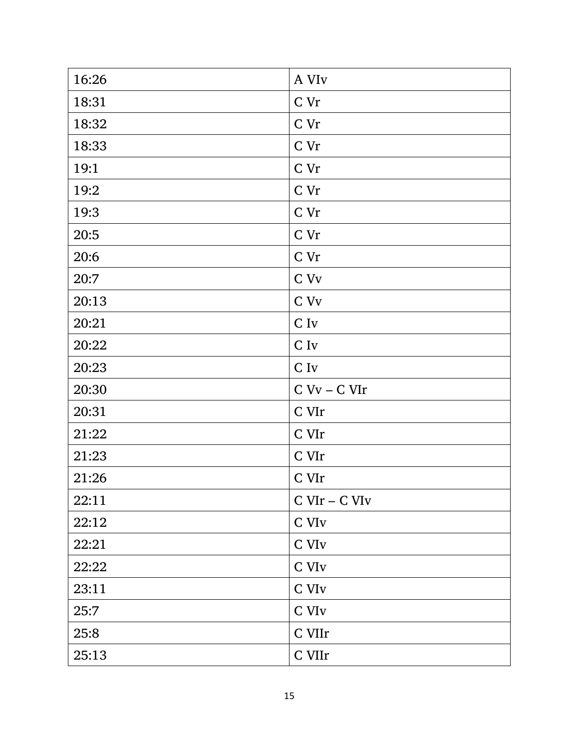| 16:26 | A VIv |
|---|---|
| 18:31 | C Vr |
| 18:32 | C Vr |
| 18:33 | C Vr |
| 19:1 | C Vr |
| 19:2 | C Vr |
| 19:3 | C Vr |
| 20:5 | C Vr |
| 20:6 | C Vr |
| 20:7 | C Vv |
| 20:13 | C Vv |
| 20:21 | C Iv |
| 20:22 | C Iv |
| 20:23 | C Iv |
| 20:30 | C Vv – C VIr |
| 20:31 | C VIr |
| 21:22 | C VIr |
| 21:23 | C VIr |
| 21:26 | C VIr |
| 22:11 | C VIr – C VIv |
| 22:12 | C VIv |
| 22:21 | C VIv |
| 22:22 | C VIv |
| 23:11 | C VIv |
| 25:7 | C VIv |
| 25:8 | C VIIr |
| 25:13 | C VIIr |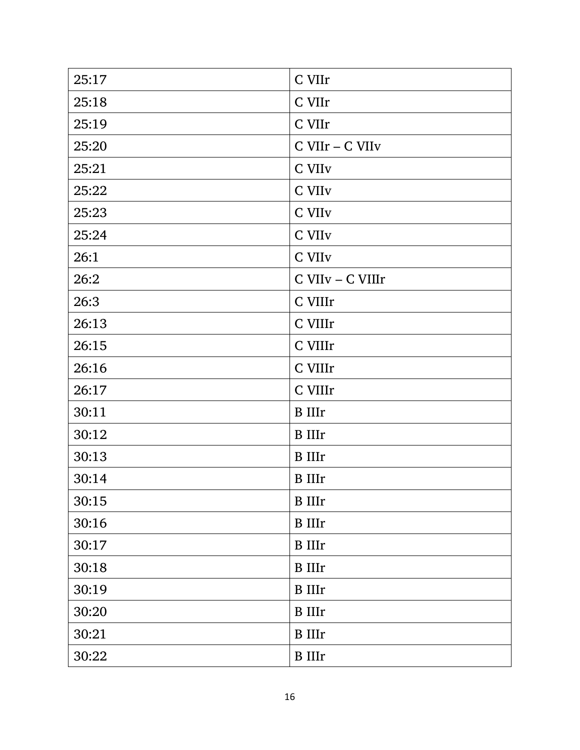| 25:17 | C VIIr |
|---|---|
| 25:18 | C VIIr |
| 25:19 | C VIIr |
| 25:20 | C VIIr – C VIIv |
| 25:21 | C VIIv |
| 25:22 | C VIIv |
| 25:23 | C VIIv |
| 25:24 | C VIIv |
| 26:1 | C VIIv |
| 26:2 | C VIIv – C VIIIr |
| 26:3 | C VIIIr |
| 26:13 | C VIIIr |
| 26:15 | C VIIIr |
| 26:16 | C VIIIr |
| 26:17 | C VIIIr |
| 30:11 | B IIIr |
| 30:12 | B IIIr |
| 30:13 | B IIIr |
| 30:14 | B IIIr |
| 30:15 | B IIIr |
| 30:16 | B IIIr |
| 30:17 | B IIIr |
| 30:18 | B IIIr |
| 30:19 | B IIIr |
| 30:20 | B IIIr |
| 30:21 | B IIIr |
| 30:22 | B IIIr |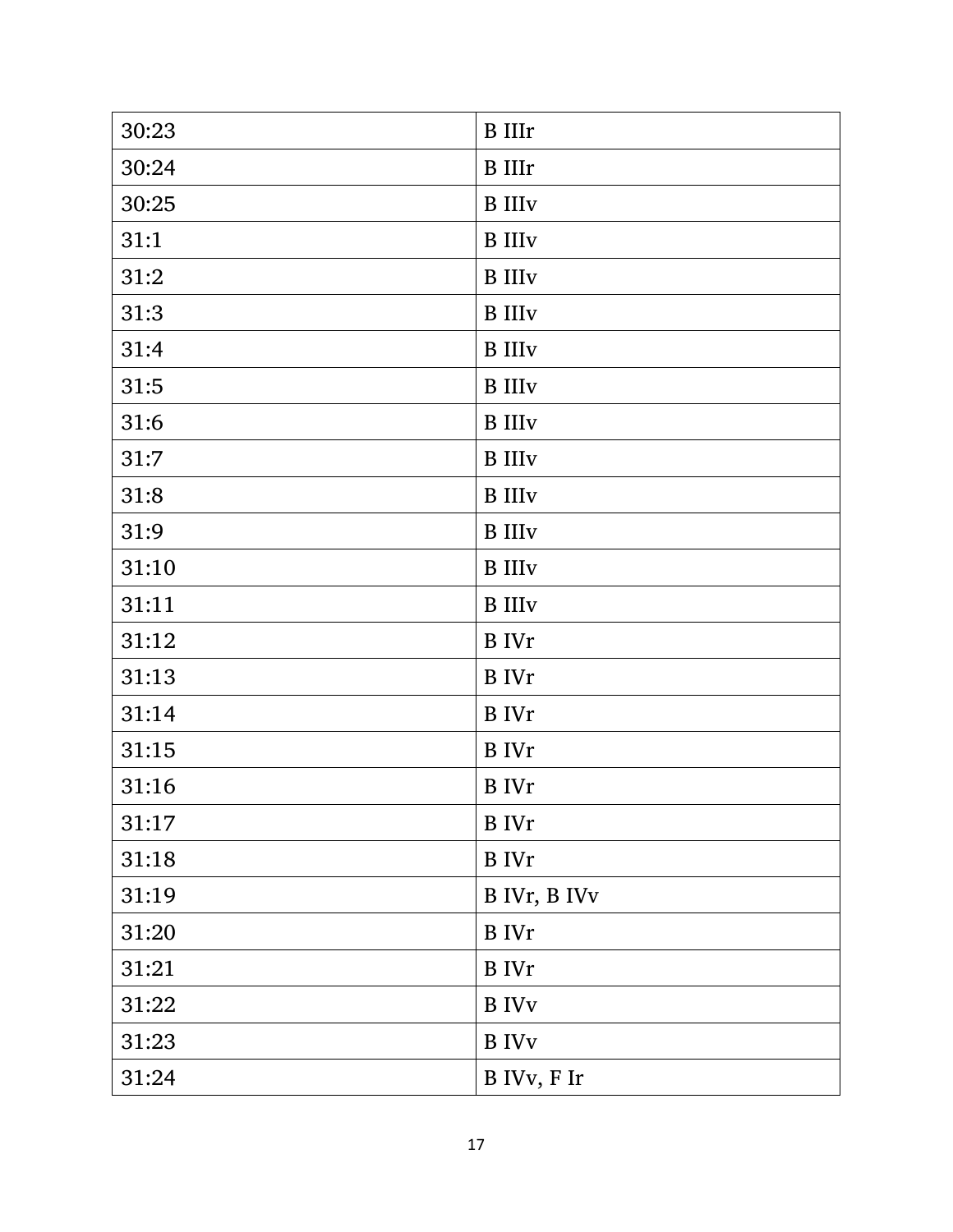| 30:23 | B IIIr |
|---|---|
| 30:24 | B IIIr |
| 30:25 | B IIIv |
| 31:1 | B IIIv |
| 31:2 | B IIIv |
| 31:3 | B IIIv |
| 31:4 | B IIIv |
| 31:5 | B IIIv |
| 31:6 | B IIIv |
| 31:7 | B IIIv |
| 31:8 | B IIIv |
| 31:9 | B IIIv |
| 31:10 | B IIIv |
| 31:11 | B IIIv |
| 31:12 | B IVr |
| 31:13 | B IVr |
| 31:14 | B IVr |
| 31:15 | B IVr |
| 31:16 | B IVr |
| 31:17 | B IVr |
| 31:18 | B IVr |
| 31:19 | B IVr, B IVv |
| 31:20 | B IVr |
| 31:21 | B IVr |
| 31:22 | B IVv |
| 31:23 | B IVv |
| 31:24 | B IVv, F Ir |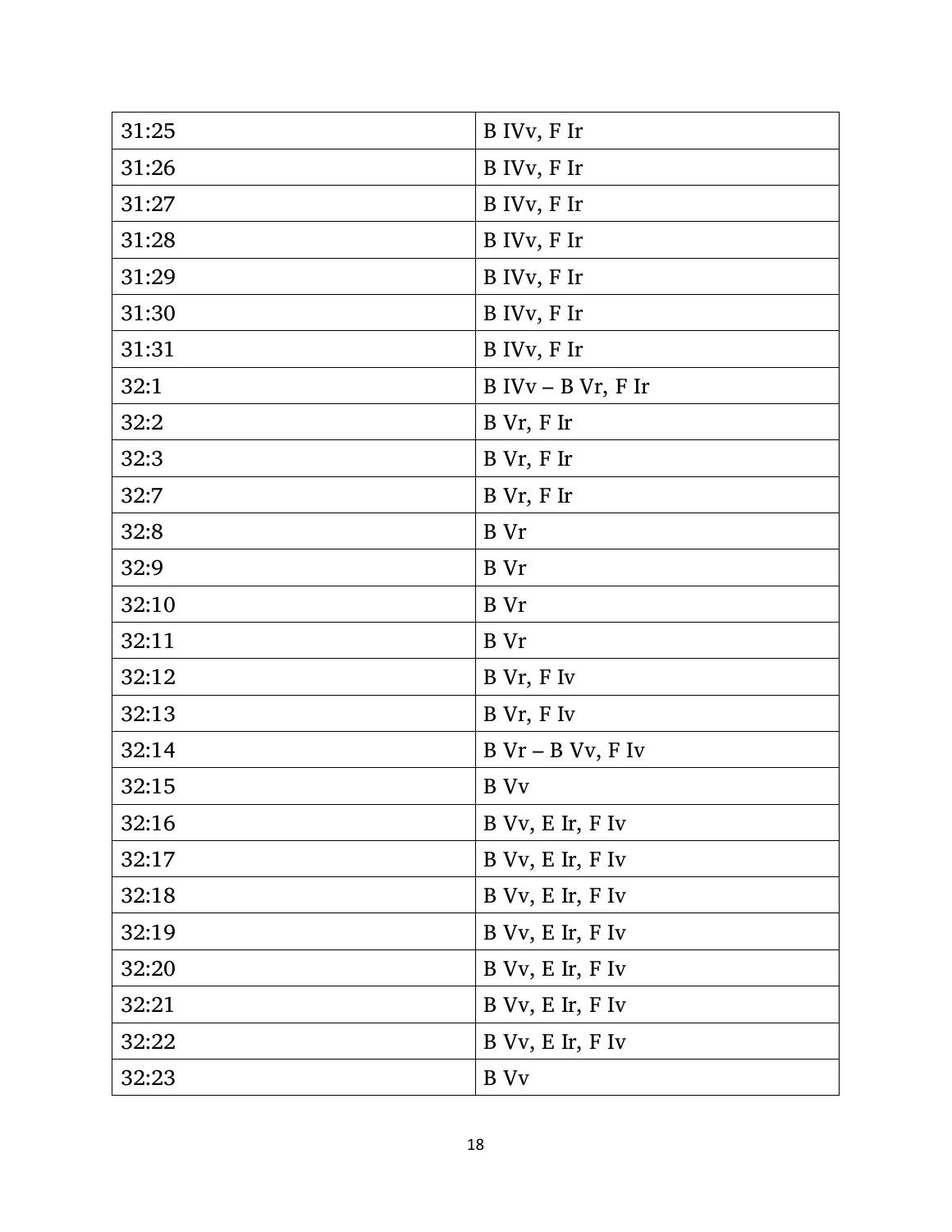| | |
|---|---|
| 31:25 | B IVv, F Ir |
| 31:26 | B IVv, F Ir |
| 31:27 | B IVv, F Ir |
| 31:28 | B IVv, F Ir |
| 31:29 | B IVv, F Ir |
| 31:30 | B IVv, F Ir |
| 31:31 | B IVv, F Ir |
| 32:1 | B IVv – B Vr, F Ir |
| 32:2 | B Vr, F Ir |
| 32:3 | B Vr, F Ir |
| 32:7 | B Vr, F Ir |
| 32:8 | B Vr |
| 32:9 | B Vr |
| 32:10 | B Vr |
| 32:11 | B Vr |
| 32:12 | B Vr, F Iv |
| 32:13 | B Vr, F Iv |
| 32:14 | B Vr – B Vv, F Iv |
| 32:15 | B Vv |
| 32:16 | B Vv, E Ir, F Iv |
| 32:17 | B Vv, E Ir, F Iv |
| 32:18 | B Vv, E Ir, F Iv |
| 32:19 | B Vv, E Ir, F Iv |
| 32:20 | B Vv, E Ir, F Iv |
| 32:21 | B Vv, E Ir, F Iv |
| 32:22 | B Vv, E Ir, F Iv |
| 32:23 | B Vv |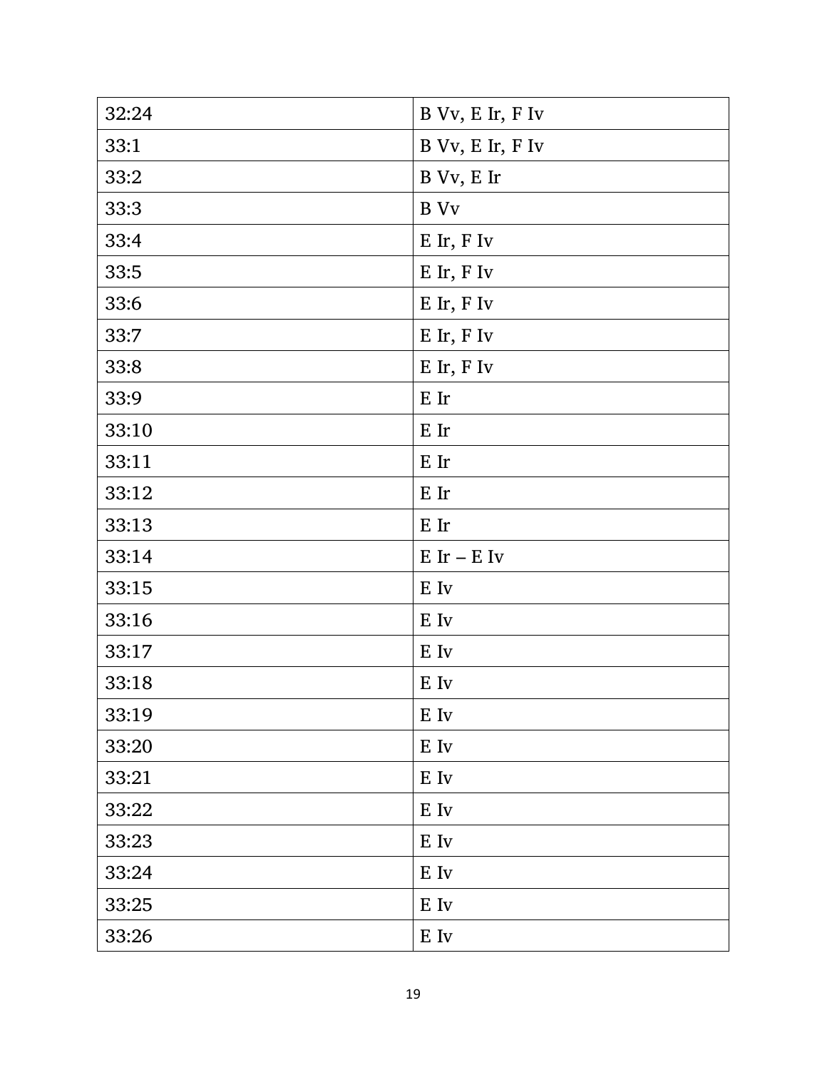| 32:24 | B Vv, E Ir, F Iv |
|---|---|
| 33:1 | B Vv, E Ir, F Iv |
| 33:2 | B Vv, E Ir |
| 33:3 | B Vv |
| 33:4 | E Ir, F Iv |
| 33:5 | E Ir, F Iv |
| 33:6 | E Ir, F Iv |
| 33:7 | E Ir, F Iv |
| 33:8 | E Ir, F Iv |
| 33:9 | E Ir |
| 33:10 | E Ir |
| 33:11 | E Ir |
| 33:12 | E Ir |
| 33:13 | E Ir |
| 33:14 | E Ir – E Iv |
| 33:15 | E Iv |
| 33:16 | E Iv |
| 33:17 | E Iv |
| 33:18 | E Iv |
| 33:19 | E Iv |
| 33:20 | E Iv |
| 33:21 | E Iv |
| 33:22 | E Iv |
| 33:23 | E Iv |
| 33:24 | E Iv |
| 33:25 | E Iv |
| 33:26 | E Iv |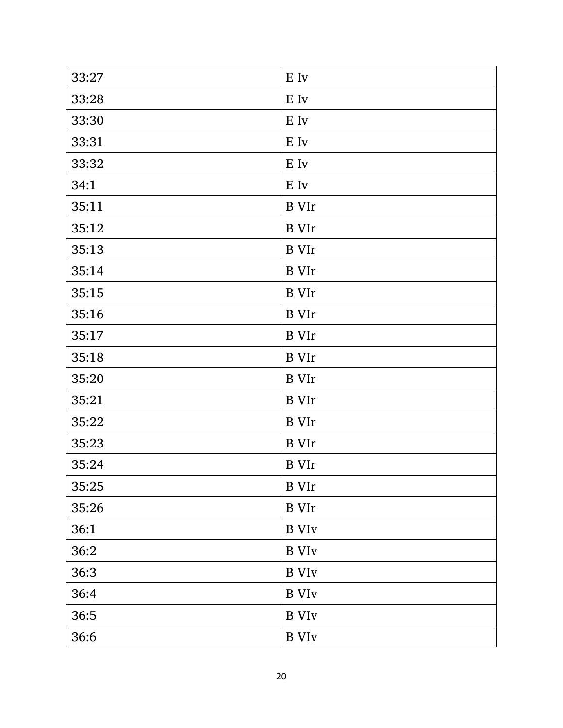| 33:27 | E Iv |
|---|---|
| 33:28 | E Iv |
| 33:30 | E Iv |
| 33:31 | E Iv |
| 33:32 | E Iv |
| 34:1 | E Iv |
| 35:11 | B VIr |
| 35:12 | B VIr |
| 35:13 | B VIr |
| 35:14 | B VIr |
| 35:15 | B VIr |
| 35:16 | B VIr |
| 35:17 | B VIr |
| 35:18 | B VIr |
| 35:20 | B VIr |
| 35:21 | B VIr |
| 35:22 | B VIr |
| 35:23 | B VIr |
| 35:24 | B VIr |
| 35:25 | B VIr |
| 35:26 | B VIr |
| 36:1 | B VIv |
| 36:2 | B VIv |
| 36:3 | B VIv |
| 36:4 | B VIv |
| 36:5 | B VIv |
| 36:6 | B VIv |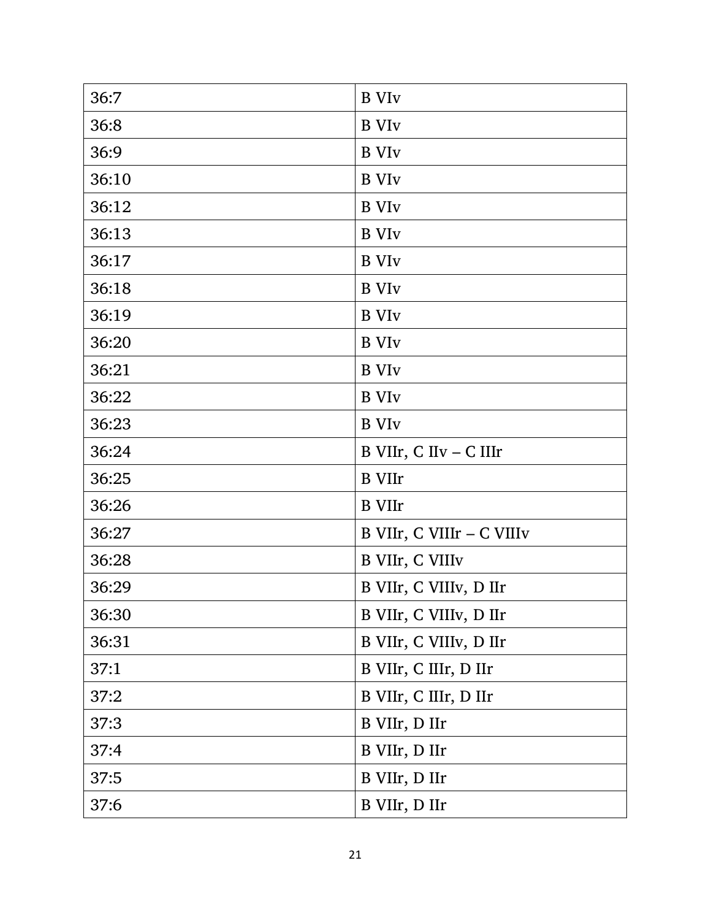| 36:7 | B VIv |
|---|---|
| 36:8 | B VIv |
| 36:9 | B VIv |
| 36:10 | B VIv |
| 36:12 | B VIv |
| 36:13 | B VIv |
| 36:17 | B VIv |
| 36:18 | B VIv |
| 36:19 | B VIv |
| 36:20 | B VIv |
| 36:21 | B VIv |
| 36:22 | B VIv |
| 36:23 | B VIv |
| 36:24 | B VIIr, C IIv – C IIIr |
| 36:25 | B VIIr |
| 36:26 | B VIIr |
| 36:27 | B VIIr, C VIIIr – C VIIIv |
| 36:28 | B VIIr, C VIIIv |
| 36:29 | B VIIr, C VIIIv, D IIr |
| 36:30 | B VIIr, C VIIIv, D IIr |
| 36:31 | B VIIr, C VIIIv, D IIr |
| 37:1 | B VIIr, C IIIr, D IIr |
| 37:2 | B VIIr, C IIIr, D IIr |
| 37:3 | B VIIr, D IIr |
| 37:4 | B VIIr, D IIr |
| 37:5 | B VIIr, D IIr |
| 37:6 | B VIIr, D IIr |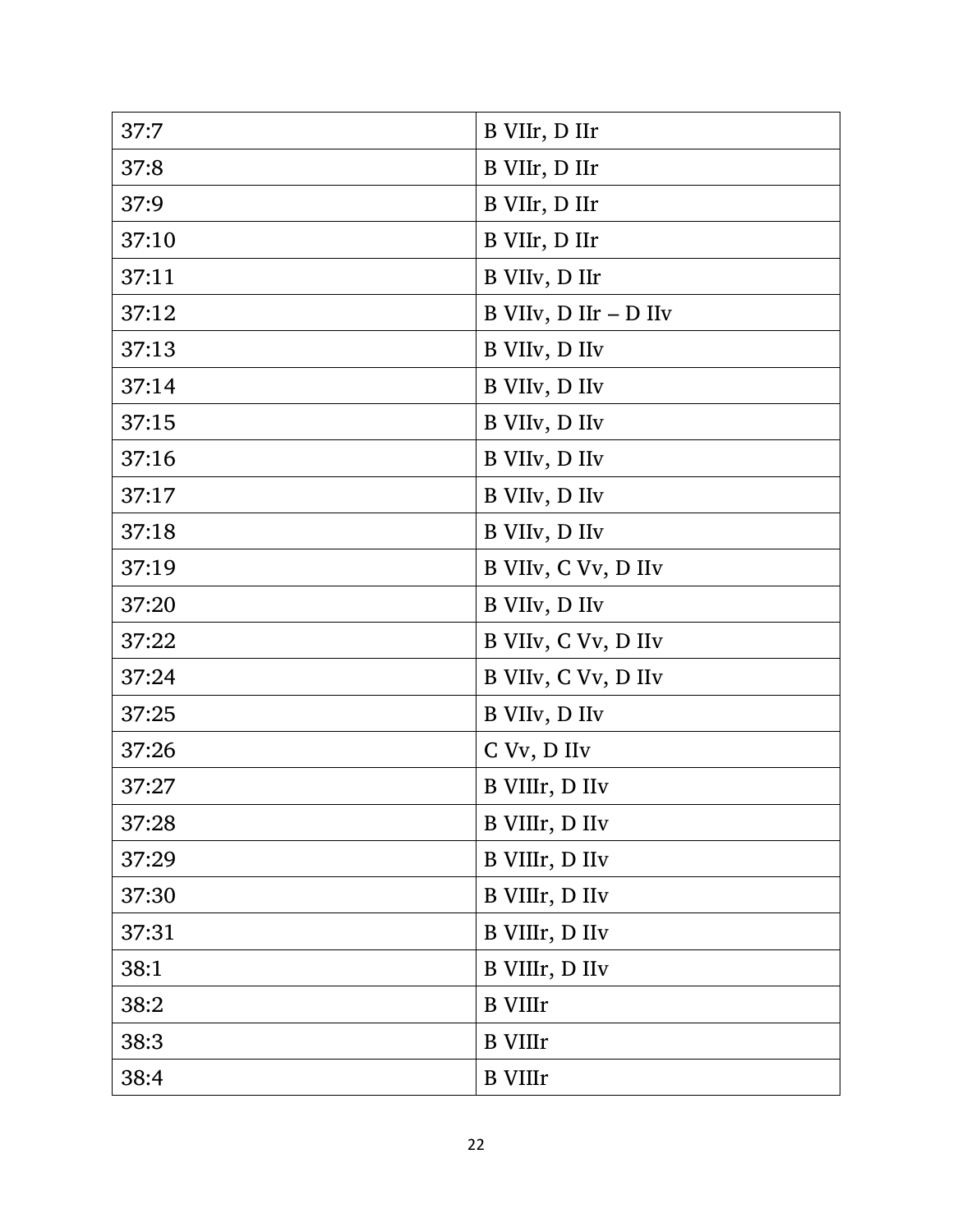| 37:7 | B VIIr, D IIr |
|---|---|
| 37:8 | B VIIr, D IIr |
| 37:9 | B VIIr, D IIr |
| 37:10 | B VIIr, D IIr |
| 37:11 | B VIIv, D IIr |
| 37:12 | B VIIv, D IIr – D IIv |
| 37:13 | B VIIv, D IIv |
| 37:14 | B VIIv, D IIv |
| 37:15 | B VIIv, D IIv |
| 37:16 | B VIIv, D IIv |
| 37:17 | B VIIv, D IIv |
| 37:18 | B VIIv, D IIv |
| 37:19 | B VIIv, C Vv, D IIv |
| 37:20 | B VIIv, D IIv |
| 37:22 | B VIIv, C Vv, D IIv |
| 37:24 | B VIIv, C Vv, D IIv |
| 37:25 | B VIIv, D IIv |
| 37:26 | C Vv, D IIv |
| 37:27 | B VIIIr, D IIv |
| 37:28 | B VIIIr, D IIv |
| 37:29 | B VIIIr, D IIv |
| 37:30 | B VIIIr, D IIv |
| 37:31 | B VIIIr, D IIv |
| 38:1 | B VIIIr, D IIv |
| 38:2 | B VIIIr |
| 38:3 | B VIIIr |
| 38:4 | B VIIIr |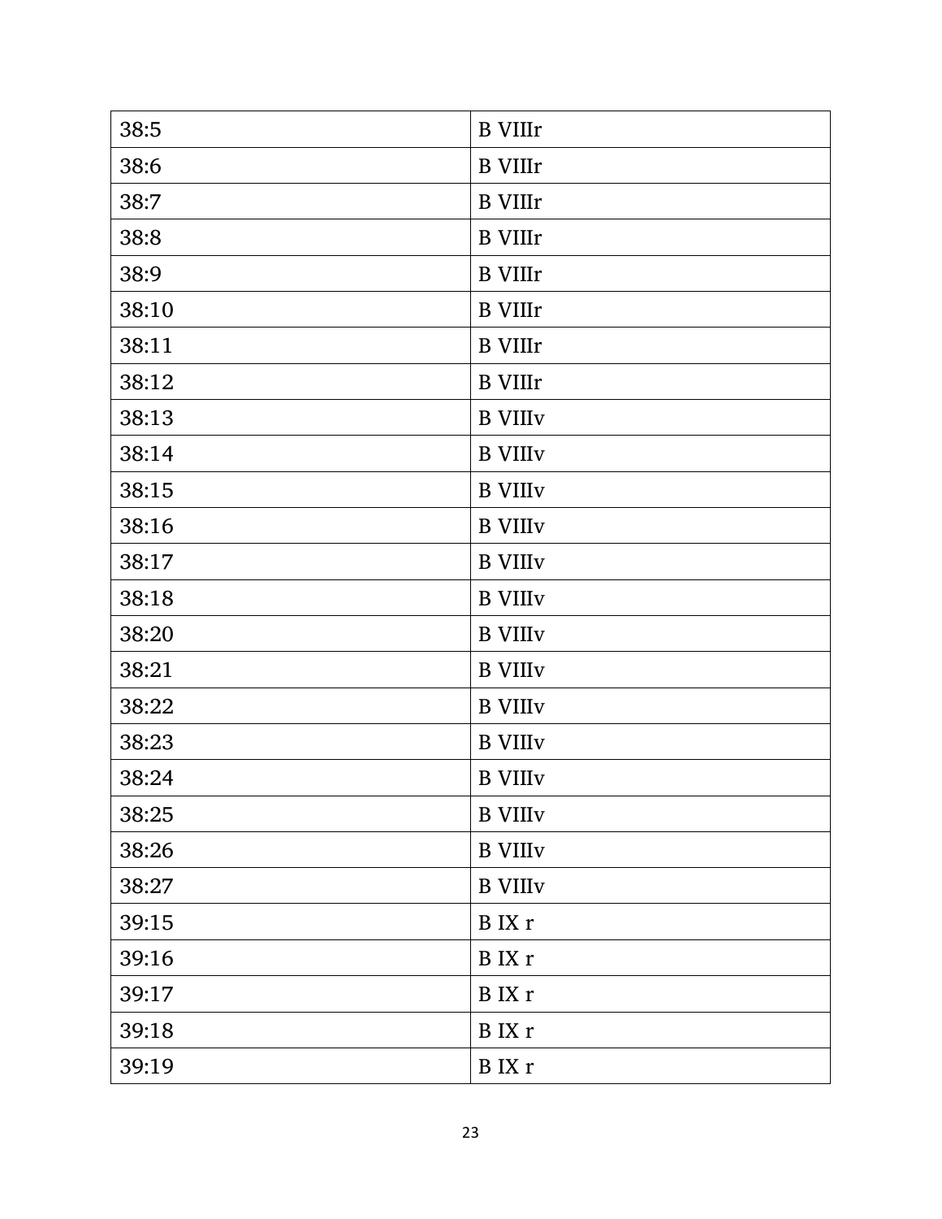| 38:5 | B VIIIr |
|---|---|
| 38:6 | B VIIIr |
| 38:7 | B VIIIr |
| 38:8 | B VIIIr |
| 38:9 | B VIIIr |
| 38:10 | B VIIIr |
| 38:11 | B VIIIr |
| 38:12 | B VIIIr |
| 38:13 | B VIIIv |
| 38:14 | B VIIIv |
| 38:15 | B VIIIv |
| 38:16 | B VIIIv |
| 38:17 | B VIIIv |
| 38:18 | B VIIIv |
| 38:20 | B VIIIv |
| 38:21 | B VIIIv |
| 38:22 | B VIIIv |
| 38:23 | B VIIIv |
| 38:24 | B VIIIv |
| 38:25 | B VIIIv |
| 38:26 | B VIIIv |
| 38:27 | B VIIIv |
| 39:15 | B IX r |
| 39:16 | B IX r |
| 39:17 | B IX r |
| 39:18 | B IX r |
| 39:19 | B IX r |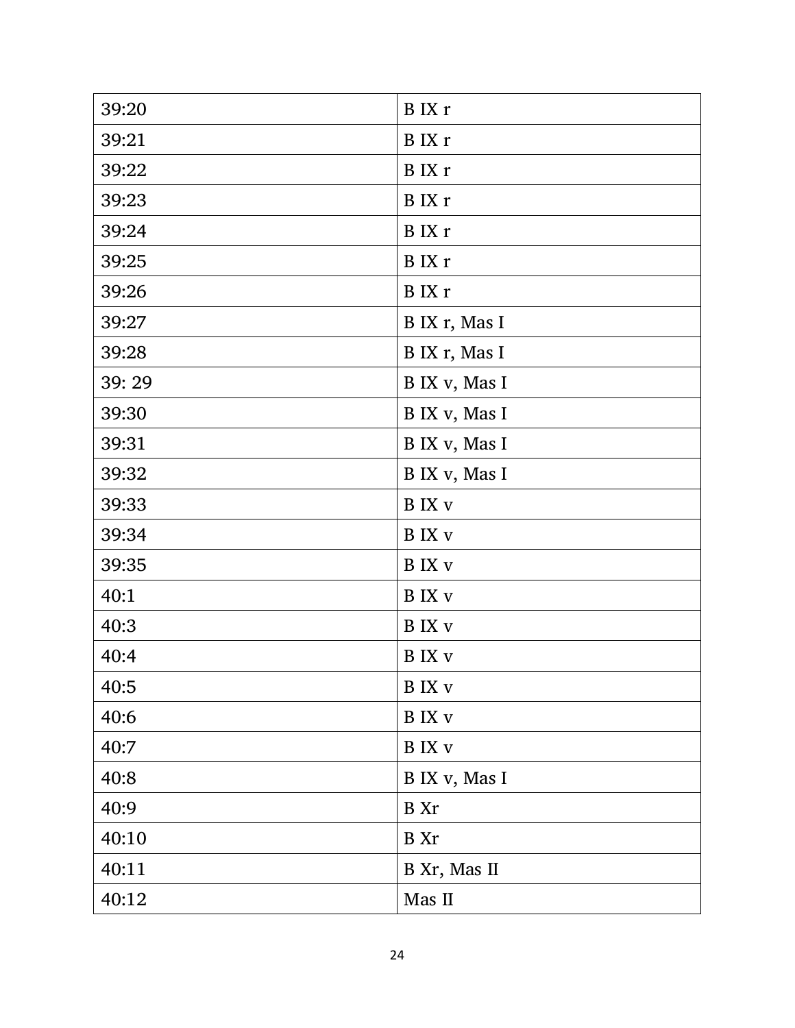| 39:20 | B IX r |
|---|---|
| 39:21 | B IX r |
| 39:22 | B IX r |
| 39:23 | B IX r |
| 39:24 | B IX r |
| 39:25 | B IX r |
| 39:26 | B IX r |
| 39:27 | B IX r, Mas I |
| 39:28 | B IX r, Mas I |
| 39: 29 | B IX v, Mas I |
| 39:30 | B IX v, Mas I |
| 39:31 | B IX v, Mas I |
| 39:32 | B IX v, Mas I |
| 39:33 | B IX v |
| 39:34 | B IX v |
| 39:35 | B IX v |
| 40:1 | B IX v |
| 40:3 | B IX v |
| 40:4 | B IX v |
| 40:5 | B IX v |
| 40:6 | B IX v |
| 40:7 | B IX v |
| 40:8 | B IX v, Mas I |
| 40:9 | B Xr |
| 40:10 | B Xr |
| 40:11 | B Xr, Mas II |
| 40:12 | Mas II |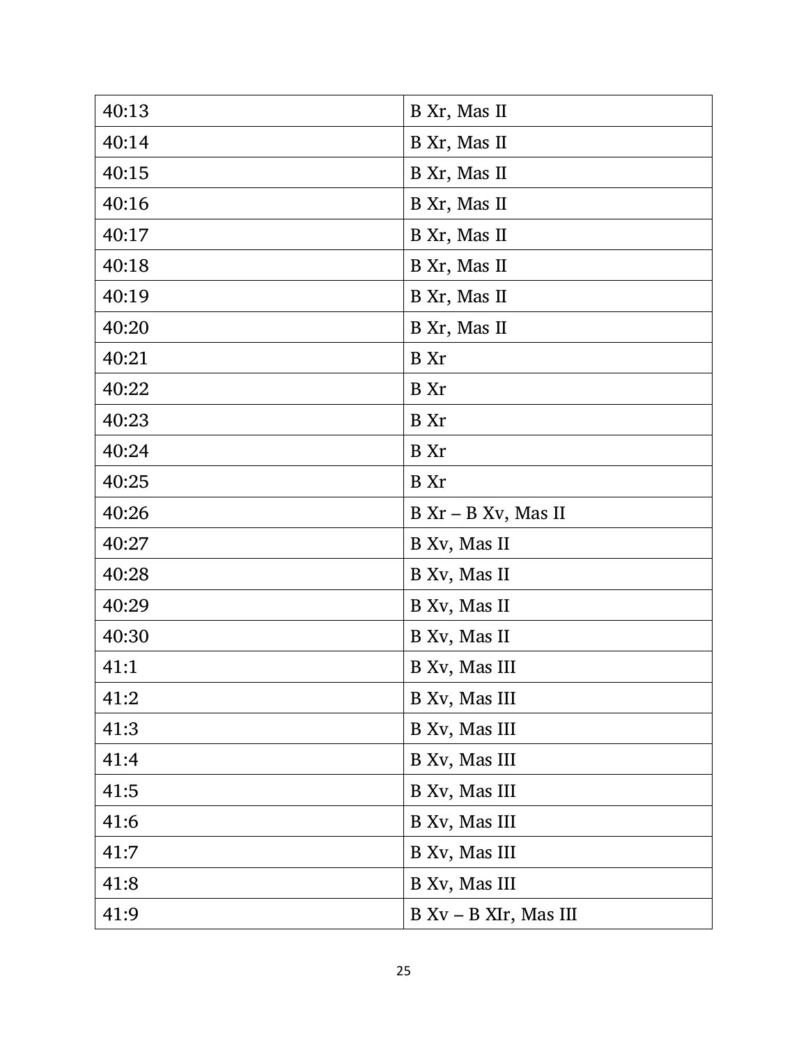| | |
|---|---|
| 40:13 | B Xr, Mas II |
| 40:14 | B Xr, Mas II |
| 40:15 | B Xr, Mas II |
| 40:16 | B Xr, Mas II |
| 40:17 | B Xr, Mas II |
| 40:18 | B Xr, Mas II |
| 40:19 | B Xr, Mas II |
| 40:20 | B Xr, Mas II |
| 40:21 | B Xr |
| 40:22 | B Xr |
| 40:23 | B Xr |
| 40:24 | B Xr |
| 40:25 | B Xr |
| 40:26 | B Xr – B Xv, Mas II |
| 40:27 | B Xv, Mas II |
| 40:28 | B Xv, Mas II |
| 40:29 | B Xv, Mas II |
| 40:30 | B Xv, Mas II |
| 41:1 | B Xv, Mas III |
| 41:2 | B Xv, Mas III |
| 41:3 | B Xv, Mas III |
| 41:4 | B Xv, Mas III |
| 41:5 | B Xv, Mas III |
| 41:6 | B Xv, Mas III |
| 41:7 | B Xv, Mas III |
| 41:8 | B Xv, Mas III |
| 41:9 | B Xv – B XIr, Mas III |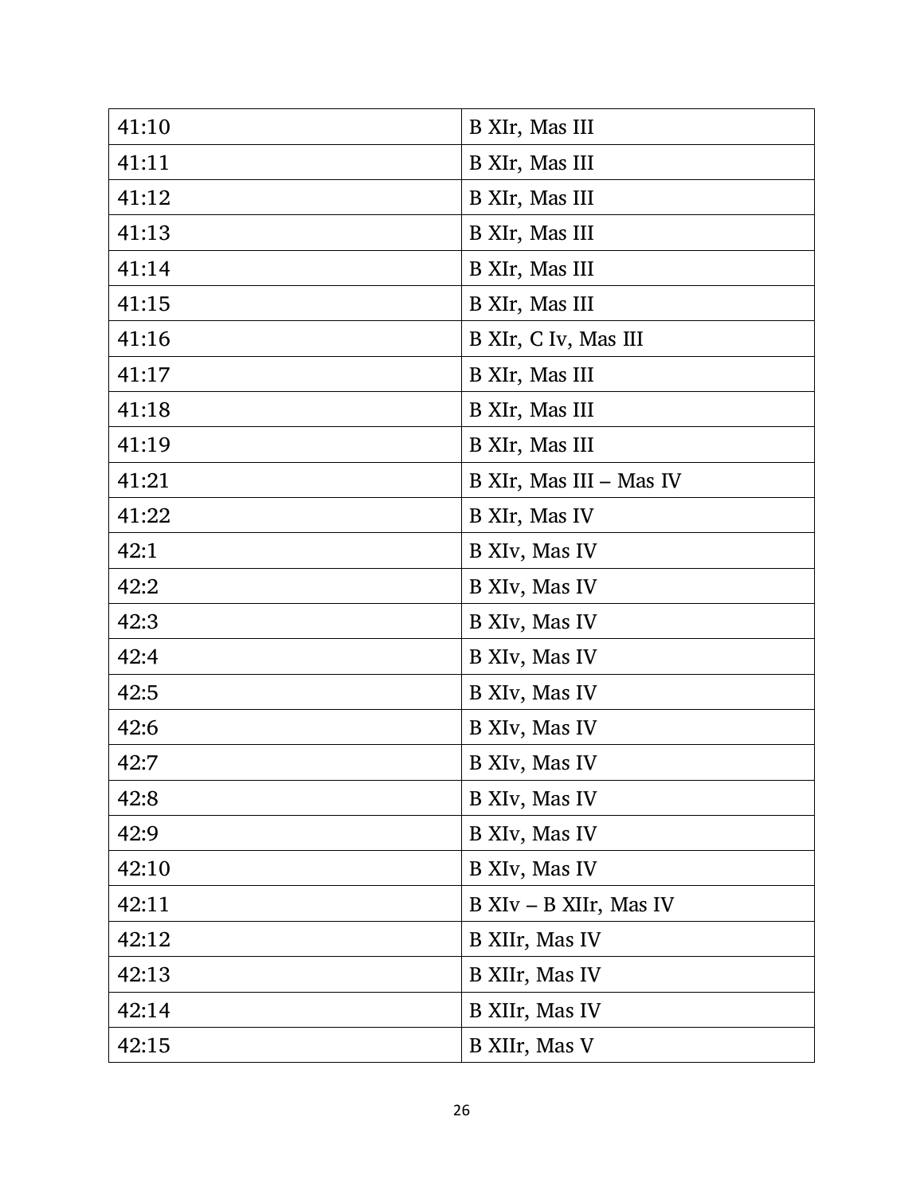| 41:10 | B XIr, Mas III |
|---|---|
| 41:11 | B XIr, Mas III |
| 41:12 | B XIr, Mas III |
| 41:13 | B XIr, Mas III |
| 41:14 | B XIr, Mas III |
| 41:15 | B XIr, Mas III |
| 41:16 | B XIr, C Iv, Mas III |
| 41:17 | B XIr, Mas III |
| 41:18 | B XIr, Mas III |
| 41:19 | B XIr, Mas III |
| 41:21 | B XIr, Mas III – Mas IV |
| 41:22 | B XIr, Mas IV |
| 42:1 | B XIv, Mas IV |
| 42:2 | B XIv, Mas IV |
| 42:3 | B XIv, Mas IV |
| 42:4 | B XIv, Mas IV |
| 42:5 | B XIv, Mas IV |
| 42:6 | B XIv, Mas IV |
| 42:7 | B XIv, Mas IV |
| 42:8 | B XIv, Mas IV |
| 42:9 | B XIv, Mas IV |
| 42:10 | B XIv, Mas IV |
| 42:11 | B XIv – B XIIr, Mas IV |
| 42:12 | B XIIr, Mas IV |
| 42:13 | B XIIr, Mas IV |
| 42:14 | B XIIr, Mas IV |
| 42:15 | B XIIr, Mas V |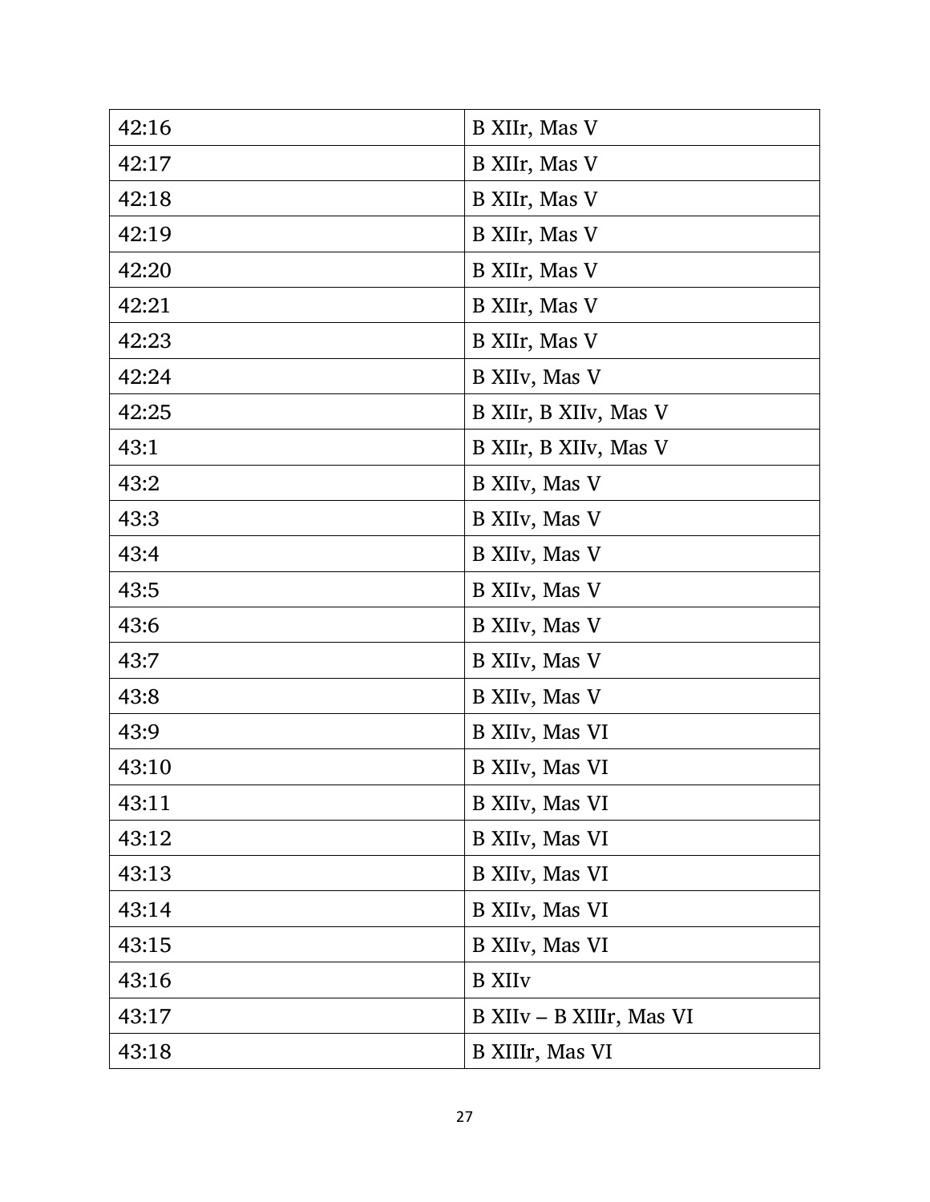| 42:16 | B XIIr, Mas V |
|---|---|
| 42:17 | B XIIr, Mas V |
| 42:18 | B XIIr, Mas V |
| 42:19 | B XIIr, Mas V |
| 42:20 | B XIIr, Mas V |
| 42:21 | B XIIr, Mas V |
| 42:23 | B XIIr, Mas V |
| 42:24 | B XIIv, Mas V |
| 42:25 | B XIIr, B XIIv, Mas V |
| 43:1 | B XIIr, B XIIv, Mas V |
| 43:2 | B XIIv, Mas V |
| 43:3 | B XIIv, Mas V |
| 43:4 | B XIIv, Mas V |
| 43:5 | B XIIv, Mas V |
| 43:6 | B XIIv, Mas V |
| 43:7 | B XIIv, Mas V |
| 43:8 | B XIIv, Mas V |
| 43:9 | B XIIv, Mas VI |
| 43:10 | B XIIv, Mas VI |
| 43:11 | B XIIv, Mas VI |
| 43:12 | B XIIv, Mas VI |
| 43:13 | B XIIv, Mas VI |
| 43:14 | B XIIv, Mas VI |
| 43:15 | B XIIv, Mas VI |
| 43:16 | B XIIv |
| 43:17 | B XIIv – B XIIIr, Mas VI |
| 43:18 | B XIIIr, Mas VI |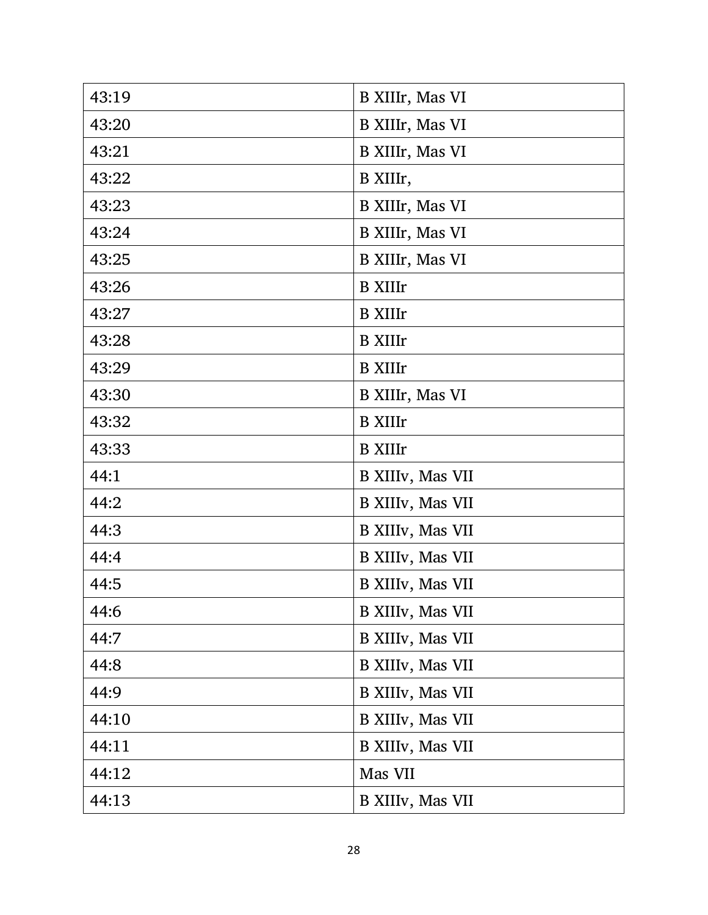| 43:19 | B XIIIr, Mas VI |
|---|---|
| 43:20 | B XIIIr, Mas VI |
| 43:21 | B XIIIr, Mas VI |
| 43:22 | B XIIIr, |
| 43:23 | B XIIIr, Mas VI |
| 43:24 | B XIIIr, Mas VI |
| 43:25 | B XIIIr, Mas VI |
| 43:26 | B XIIIr |
| 43:27 | B XIIIr |
| 43:28 | B XIIIr |
| 43:29 | B XIIIr |
| 43:30 | B XIIIr, Mas VI |
| 43:32 | B XIIIr |
| 43:33 | B XIIIr |
| 44:1 | B XIIIv, Mas VII |
| 44:2 | B XIIIv, Mas VII |
| 44:3 | B XIIIv, Mas VII |
| 44:4 | B XIIIv, Mas VII |
| 44:5 | B XIIIv, Mas VII |
| 44:6 | B XIIIv, Mas VII |
| 44:7 | B XIIIv, Mas VII |
| 44:8 | B XIIIv, Mas VII |
| 44:9 | B XIIIv, Mas VII |
| 44:10 | B XIIIv, Mas VII |
| 44:11 | B XIIIv, Mas VII |
| 44:12 | Mas VII |
| 44:13 | B XIIIv, Mas VII |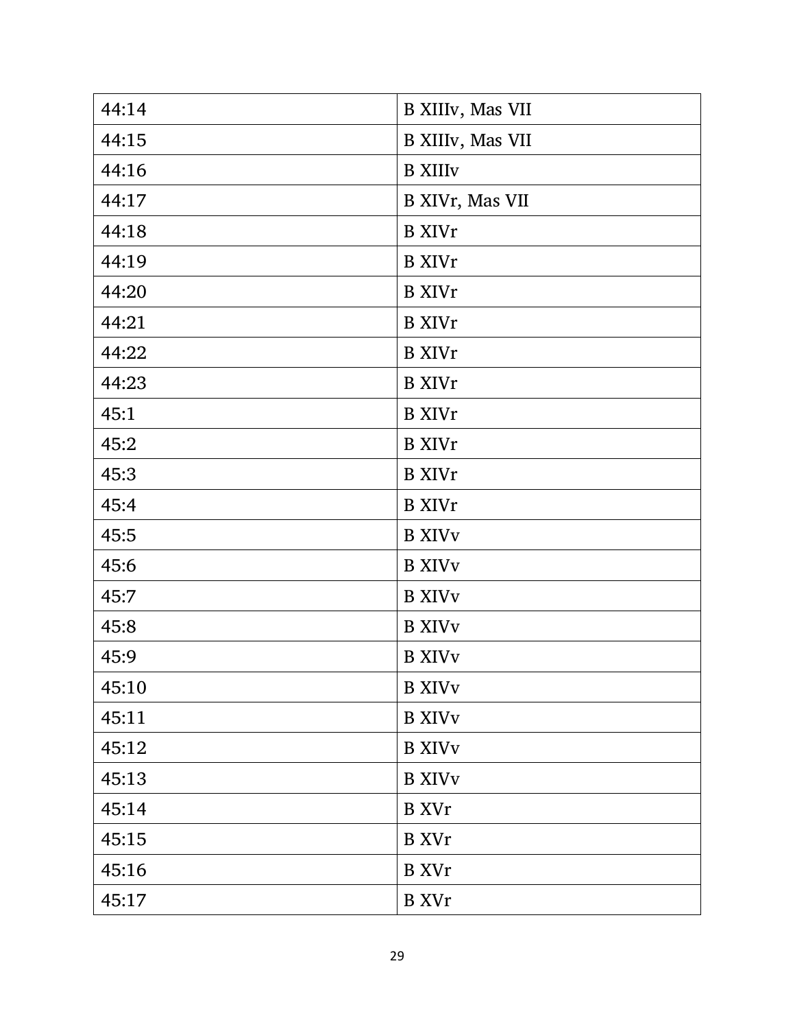| 44:14 | B XIIIv, Mas VII |
|---|---|
| 44:15 | B XIIIv, Mas VII |
| 44:16 | B XIIIv |
| 44:17 | B XIVr, Mas VII |
| 44:18 | B XIVr |
| 44:19 | B XIVr |
| 44:20 | B XIVr |
| 44:21 | B XIVr |
| 44:22 | B XIVr |
| 44:23 | B XIVr |
| 45:1 | B XIVr |
| 45:2 | B XIVr |
| 45:3 | B XIVr |
| 45:4 | B XIVr |
| 45:5 | B XIVv |
| 45:6 | B XIVv |
| 45:7 | B XIVv |
| 45:8 | B XIVv |
| 45:9 | B XIVv |
| 45:10 | B XIVv |
| 45:11 | B XIVv |
| 45:12 | B XIVv |
| 45:13 | B XIVv |
| 45:14 | B XVr |
| 45:15 | B XVr |
| 45:16 | B XVr |
| 45:17 | B XVr |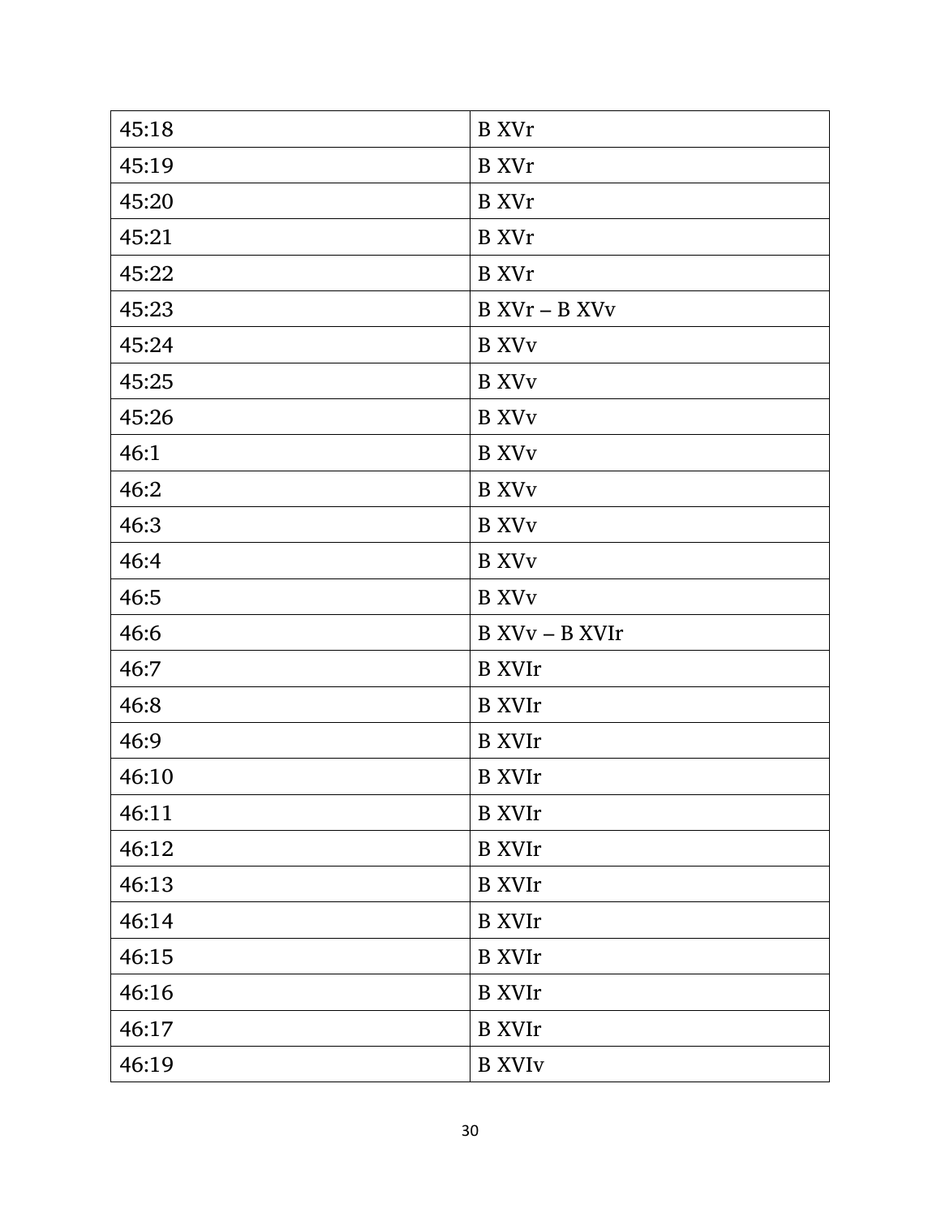| 45:18 | B XVr |
|---|---|
| 45:19 | B XVr |
| 45:20 | B XVr |
| 45:21 | B XVr |
| 45:22 | B XVr |
| 45:23 | B XVr – B XVv |
| 45:24 | B XVv |
| 45:25 | B XVv |
| 45:26 | B XVv |
| 46:1 | B XVv |
| 46:2 | B XVv |
| 46:3 | B XVv |
| 46:4 | B XVv |
| 46:5 | B XVv |
| 46:6 | B XVv – B XVIr |
| 46:7 | B XVIr |
| 46:8 | B XVIr |
| 46:9 | B XVIr |
| 46:10 | B XVIr |
| 46:11 | B XVIr |
| 46:12 | B XVIr |
| 46:13 | B XVIr |
| 46:14 | B XVIr |
| 46:15 | B XVIr |
| 46:16 | B XVIr |
| 46:17 | B XVIr |
| 46:19 | B XVIv |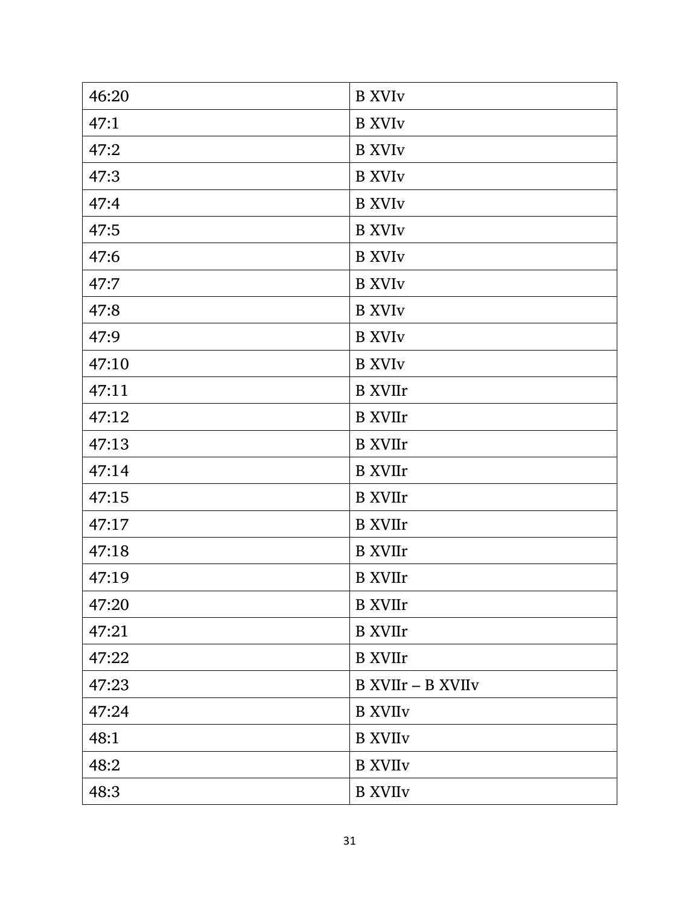| 46:20 | B XVIv |
|---|---|
| 47:1 | B XVIv |
| 47:2 | B XVIv |
| 47:3 | B XVIv |
| 47:4 | B XVIv |
| 47:5 | B XVIv |
| 47:6 | B XVIv |
| 47:7 | B XVIv |
| 47:8 | B XVIv |
| 47:9 | B XVIv |
| 47:10 | B XVIv |
| 47:11 | B XVIIr |
| 47:12 | B XVIIr |
| 47:13 | B XVIIr |
| 47:14 | B XVIIr |
| 47:15 | B XVIIr |
| 47:17 | B XVIIr |
| 47:18 | B XVIIr |
| 47:19 | B XVIIr |
| 47:20 | B XVIIr |
| 47:21 | B XVIIr |
| 47:22 | B XVIIr |
| 47:23 | B XVIIr – B XVIIv |
| 47:24 | B XVIIv |
| 48:1 | B XVIIv |
| 48:2 | B XVIIv |
| 48:3 | B XVIIv |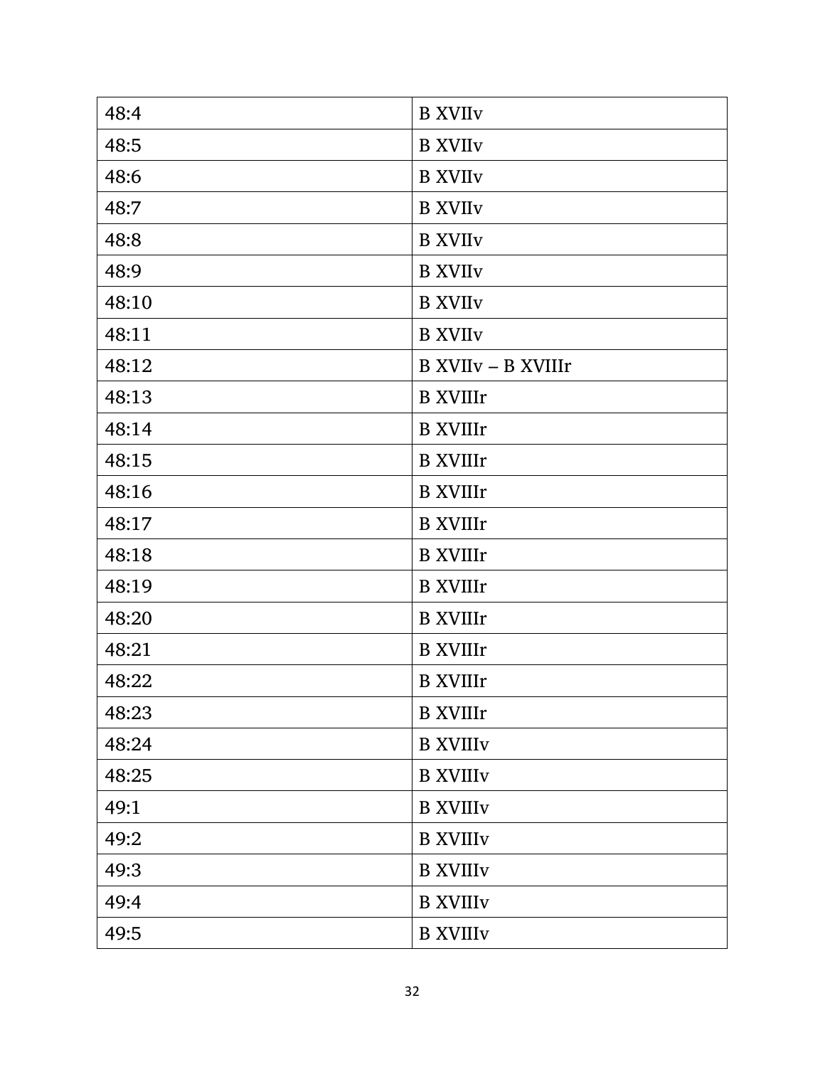| 48:4 | B XVIIv |
|---|---|
| 48:5 | B XVIIv |
| 48:6 | B XVIIv |
| 48:7 | B XVIIv |
| 48:8 | B XVIIv |
| 48:9 | B XVIIv |
| 48:10 | B XVIIv |
| 48:11 | B XVIIv |
| 48:12 | B XVIIv – B XVIIIr |
| 48:13 | B XVIIIr |
| 48:14 | B XVIIIr |
| 48:15 | B XVIIIr |
| 48:16 | B XVIIIr |
| 48:17 | B XVIIIr |
| 48:18 | B XVIIIr |
| 48:19 | B XVIIIr |
| 48:20 | B XVIIIr |
| 48:21 | B XVIIIr |
| 48:22 | B XVIIIr |
| 48:23 | B XVIIIr |
| 48:24 | B XVIIIv |
| 48:25 | B XVIIIv |
| 49:1 | B XVIIIv |
| 49:2 | B XVIIIv |
| 49:3 | B XVIIIv |
| 49:4 | B XVIIIv |
| 49:5 | B XVIIIv |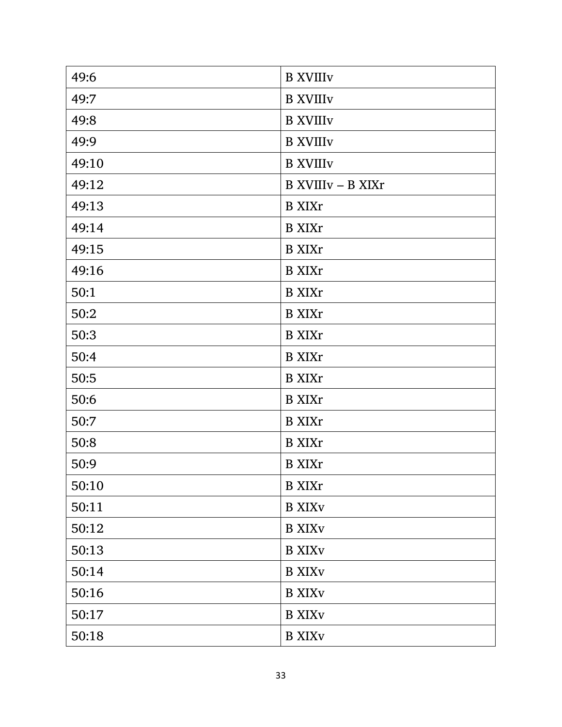| 49:6 | B XVIIIv |
| --- | --- |
| 49:7 | B XVIIIv |
| 49:8 | B XVIIIv |
| 49:9 | B XVIIIv |
| 49:10 | B XVIIIv |
| 49:12 | B XVIIIv – B XIXr |
| 49:13 | B XIXr |
| 49:14 | B XIXr |
| 49:15 | B XIXr |
| 49:16 | B XIXr |
| 50:1 | B XIXr |
| 50:2 | B XIXr |
| 50:3 | B XIXr |
| 50:4 | B XIXr |
| 50:5 | B XIXr |
| 50:6 | B XIXr |
| 50:7 | B XIXr |
| 50:8 | B XIXr |
| 50:9 | B XIXr |
| 50:10 | B XIXr |
| 50:11 | B XIXv |
| 50:12 | B XIXv |
| 50:13 | B XIXv |
| 50:14 | B XIXv |
| 50:16 | B XIXv |
| 50:17 | B XIXv |
| 50:18 | B XIXv |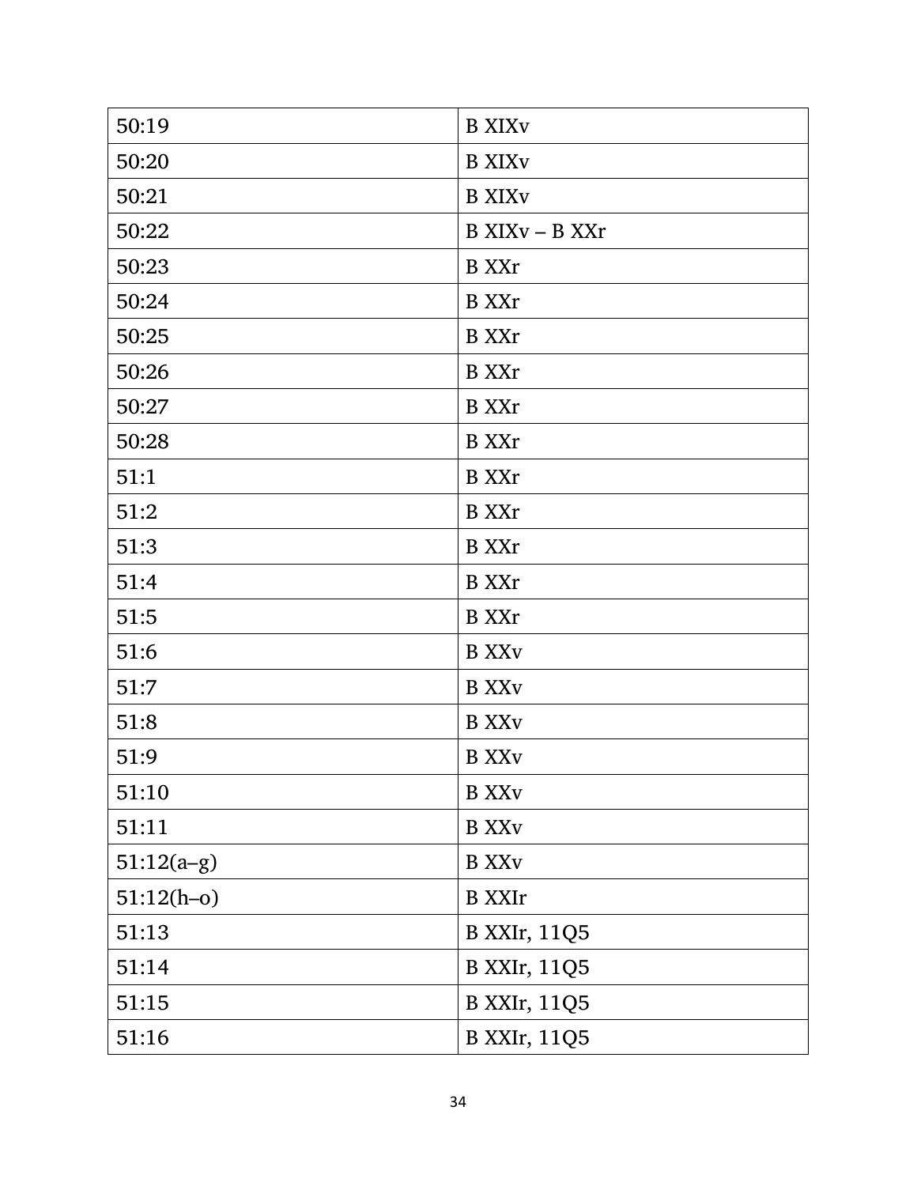| 50:19 | B XIXv |
|---|---|
| 50:20 | B XIXv |
| 50:21 | B XIXv |
| 50:22 | B XIXv – B XXr |
| 50:23 | B XXr |
| 50:24 | B XXr |
| 50:25 | B XXr |
| 50:26 | B XXr |
| 50:27 | B XXr |
| 50:28 | B XXr |
| 51:1 | B XXr |
| 51:2 | B XXr |
| 51:3 | B XXr |
| 51:4 | B XXr |
| 51:5 | B XXr |
| 51:6 | B XXv |
| 51:7 | B XXv |
| 51:8 | B XXv |
| 51:9 | B XXv |
| 51:10 | B XXv |
| 51:11 | B XXv |
| 51:12(a–g) | B XXv |
| 51:12(h–o) | B XXIr |
| 51:13 | B XXIr, 11Q5 |
| 51:14 | B XXIr, 11Q5 |
| 51:15 | B XXIr, 11Q5 |
| 51:16 | B XXIr, 11Q5 |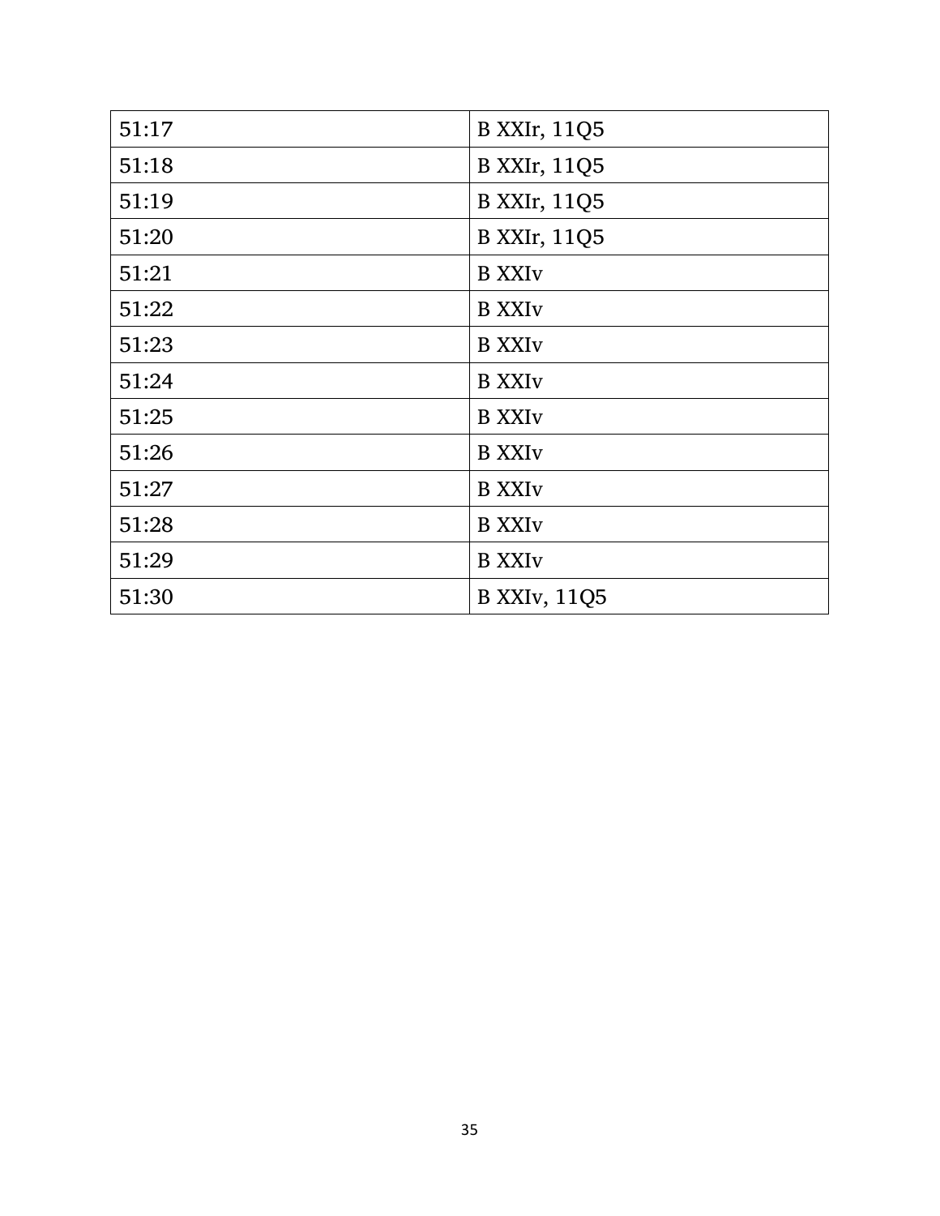| | |
|---|---|
| 51:17 | B XXIr, 11Q5 |
| 51:18 | B XXIr, 11Q5 |
| 51:19 | B XXIr, 11Q5 |
| 51:20 | B XXIr, 11Q5 |
| 51:21 | B XXIv |
| 51:22 | B XXIv |
| 51:23 | B XXIv |
| 51:24 | B XXIv |
| 51:25 | B XXIv |
| 51:26 | B XXIv |
| 51:27 | B XXIv |
| 51:28 | B XXIv |
| 51:29 | B XXIv |
| 51:30 | B XXIv, 11Q5 |